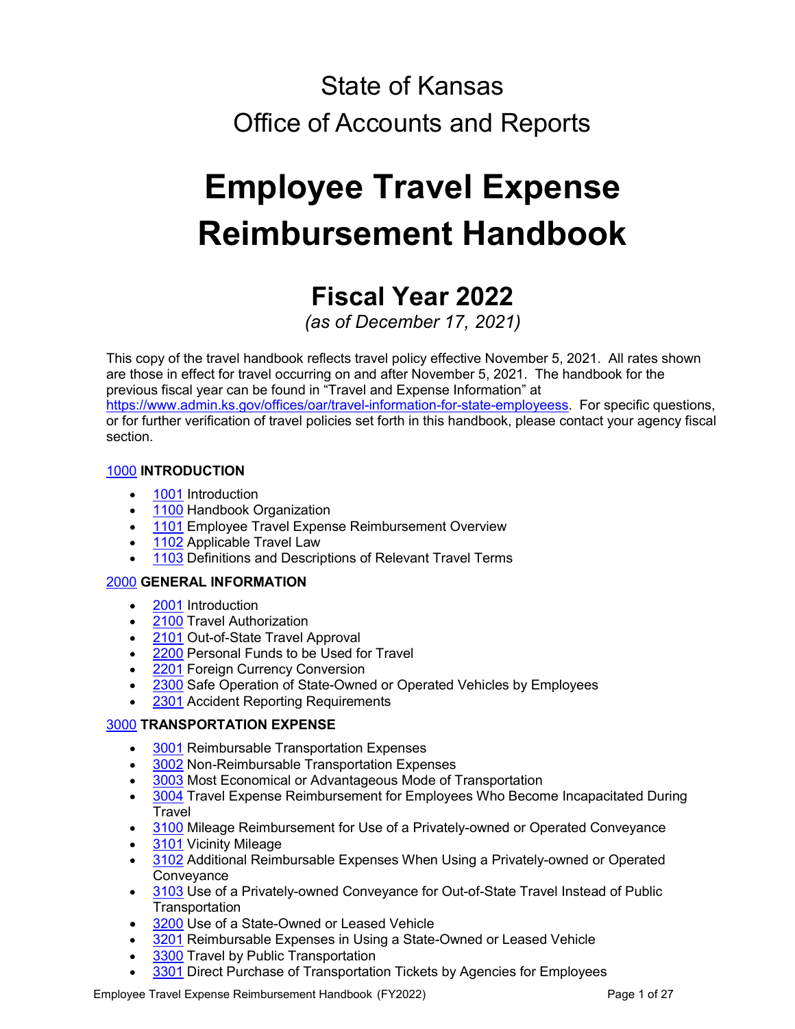# State of Kansas
# Office of Accounts and Reports

# Employee Travel Expense Reimbursement Handbook

## Fiscal Year 2022

*(as of December 17, 2021)*

This copy of the travel handbook reflects travel policy effective November 5, 2021. All rates shown are those in effect for travel occurring on and after November 5, 2021. The handbook for the previous fiscal year can be found in "Travel and Expense Information" at https://www.admin.ks.gov/offices/oar/travel-information-for-state-employeess. For specific questions, or for further verification of travel policies set forth in this handbook, please contact your agency fiscal section.

1000 **INTRODUCTION**

- 1001 Introduction
- 1100 Handbook Organization
- 1101 Employee Travel Expense Reimbursement Overview
- 1102 Applicable Travel Law
- 1103 Definitions and Descriptions of Relevant Travel Terms

2000 **GENERAL INFORMATION**

- 2001 Introduction
- 2100 Travel Authorization
- 2101 Out-of-State Travel Approval
- 2200 Personal Funds to be Used for Travel
- 2201 Foreign Currency Conversion
- 2300 Safe Operation of State-Owned or Operated Vehicles by Employees
- 2301 Accident Reporting Requirements

3000 **TRANSPORTATION EXPENSE**

- 3001 Reimbursable Transportation Expenses
- 3002 Non-Reimbursable Transportation Expenses
- 3003 Most Economical or Advantageous Mode of Transportation
- 3004 Travel Expense Reimbursement for Employees Who Become Incapacitated During Travel
- 3100 Mileage Reimbursement for Use of a Privately-owned or Operated Conveyance
- 3101 Vicinity Mileage
- 3102 Additional Reimbursable Expenses When Using a Privately-owned or Operated Conveyance
- 3103 Use of a Privately-owned Conveyance for Out-of-State Travel Instead of Public Transportation
- 3200 Use of a State-Owned or Leased Vehicle
- 3201 Reimbursable Expenses in Using a State-Owned or Leased Vehicle
- 3300 Travel by Public Transportation
- 3301 Direct Purchase of Transportation Tickets by Agencies for Employees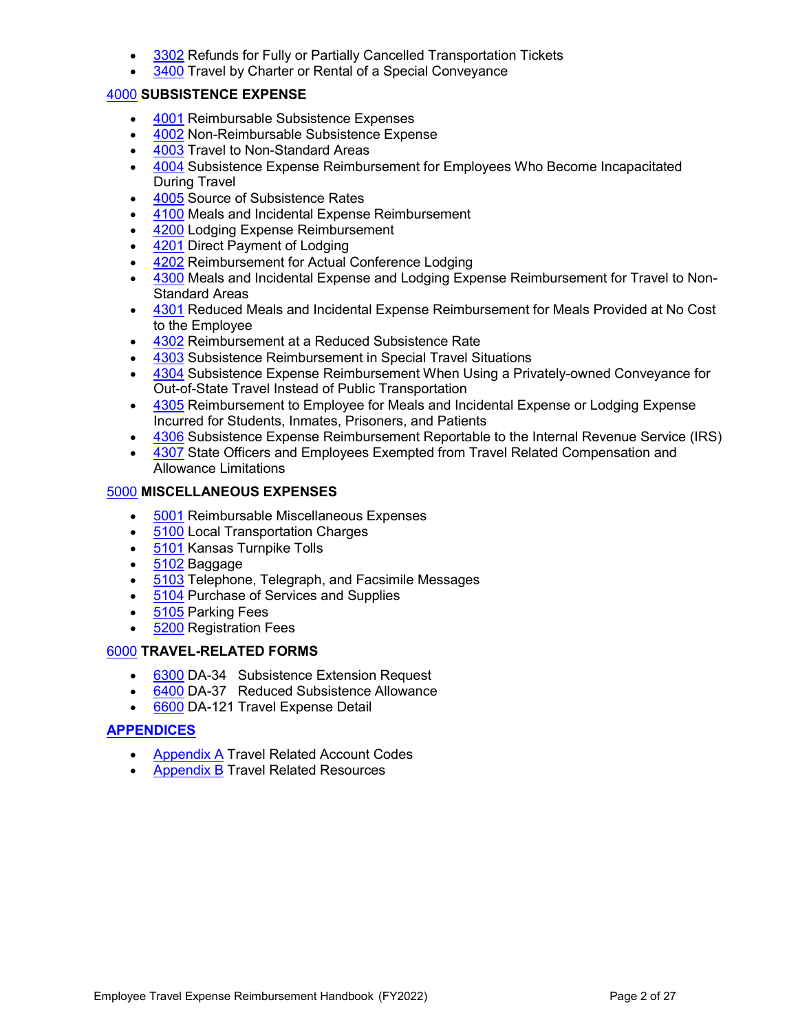- 3302 Refunds for Fully or Partially Cancelled Transportation Tickets
- 3400 Travel by Charter or Rental of a Special Conveyance

## 4000 SUBSISTENCE EXPENSE

- 4001 Reimbursable Subsistence Expenses
- 4002 Non-Reimbursable Subsistence Expense
- 4003 Travel to Non-Standard Areas
- 4004 Subsistence Expense Reimbursement for Employees Who Become Incapacitated During Travel
- 4005 Source of Subsistence Rates
- 4100 Meals and Incidental Expense Reimbursement
- 4200 Lodging Expense Reimbursement
- 4201 Direct Payment of Lodging
- 4202 Reimbursement for Actual Conference Lodging
- 4300 Meals and Incidental Expense and Lodging Expense Reimbursement for Travel to Non-Standard Areas
- 4301 Reduced Meals and Incidental Expense Reimbursement for Meals Provided at No Cost to the Employee
- 4302 Reimbursement at a Reduced Subsistence Rate
- 4303 Subsistence Reimbursement in Special Travel Situations
- 4304 Subsistence Expense Reimbursement When Using a Privately-owned Conveyance for Out-of-State Travel Instead of Public Transportation
- 4305 Reimbursement to Employee for Meals and Incidental Expense or Lodging Expense Incurred for Students, Inmates, Prisoners, and Patients
- 4306 Subsistence Expense Reimbursement Reportable to the Internal Revenue Service (IRS)
- 4307 State Officers and Employees Exempted from Travel Related Compensation and Allowance Limitations

## 5000 MISCELLANEOUS EXPENSES

- 5001 Reimbursable Miscellaneous Expenses
- 5100 Local Transportation Charges
- 5101 Kansas Turnpike Tolls
- 5102 Baggage
- 5103 Telephone, Telegraph, and Facsimile Messages
- 5104 Purchase of Services and Supplies
- 5105 Parking Fees
- 5200 Registration Fees

## 6000 TRAVEL-RELATED FORMS

- 6300 DA-34 Subsistence Extension Request
- 6400 DA-37 Reduced Subsistence Allowance
- 6600 DA-121 Travel Expense Detail

## APPENDICES

- Appendix A Travel Related Account Codes
- Appendix B Travel Related Resources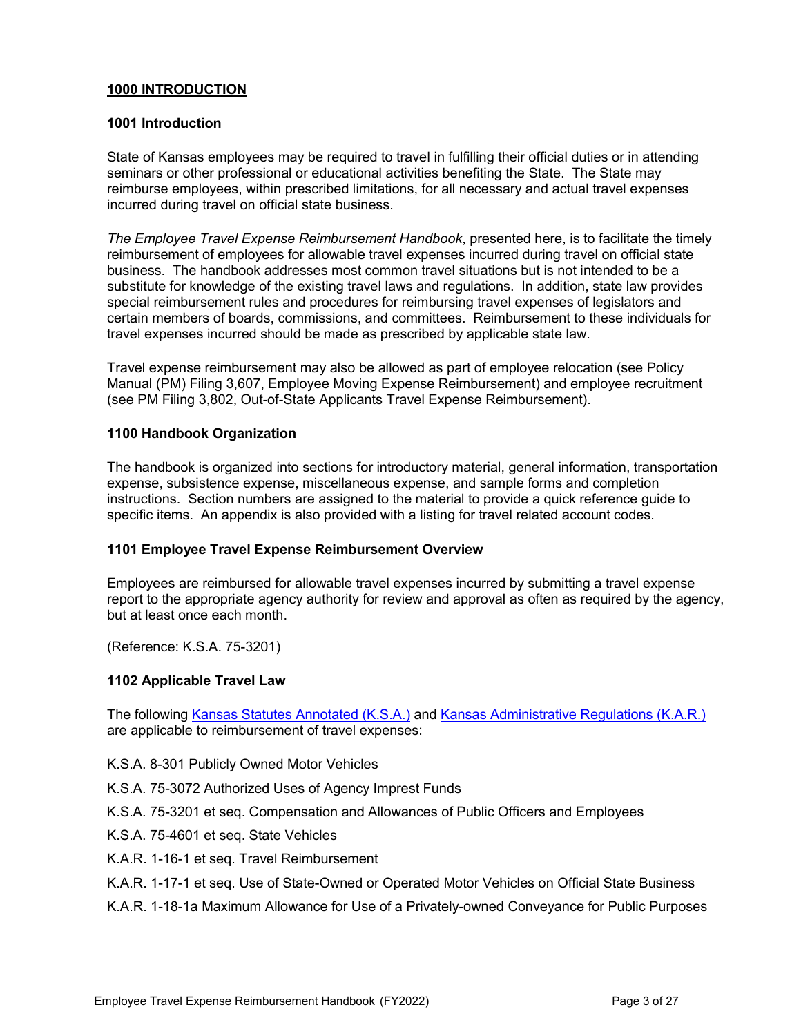## 1000 INTRODUCTION

### 1001 Introduction

State of Kansas employees may be required to travel in fulfilling their official duties or in attending seminars or other professional or educational activities benefiting the State. The State may reimburse employees, within prescribed limitations, for all necessary and actual travel expenses incurred during travel on official state business.

*The Employee Travel Expense Reimbursement Handbook*, presented here, is to facilitate the timely reimbursement of employees for allowable travel expenses incurred during travel on official state business. The handbook addresses most common travel situations but is not intended to be a substitute for knowledge of the existing travel laws and regulations. In addition, state law provides special reimbursement rules and procedures for reimbursing travel expenses of legislators and certain members of boards, commissions, and committees. Reimbursement to these individuals for travel expenses incurred should be made as prescribed by applicable state law.

Travel expense reimbursement may also be allowed as part of employee relocation (see Policy Manual (PM) Filing 3,607, Employee Moving Expense Reimbursement) and employee recruitment (see PM Filing 3,802, Out-of-State Applicants Travel Expense Reimbursement).

### 1100 Handbook Organization

The handbook is organized into sections for introductory material, general information, transportation expense, subsistence expense, miscellaneous expense, and sample forms and completion instructions. Section numbers are assigned to the material to provide a quick reference guide to specific items. An appendix is also provided with a listing for travel related account codes.

### 1101 Employee Travel Expense Reimbursement Overview

Employees are reimbursed for allowable travel expenses incurred by submitting a travel expense report to the appropriate agency authority for review and approval as often as required by the agency, but at least once each month.

(Reference: K.S.A. 75-3201)

### 1102 Applicable Travel Law

The following [Kansas Statutes Annotated (K.S.A.)]() and [Kansas Administrative Regulations (K.A.R.)]() are applicable to reimbursement of travel expenses:

K.S.A. 8-301 Publicly Owned Motor Vehicles

K.S.A. 75-3072 Authorized Uses of Agency Imprest Funds

K.S.A. 75-3201 et seq. Compensation and Allowances of Public Officers and Employees

K.S.A. 75-4601 et seq. State Vehicles

K.A.R. 1-16-1 et seq. Travel Reimbursement

K.A.R. 1-17-1 et seq. Use of State-Owned or Operated Motor Vehicles on Official State Business

K.A.R. 1-18-1a Maximum Allowance for Use of a Privately-owned Conveyance for Public Purposes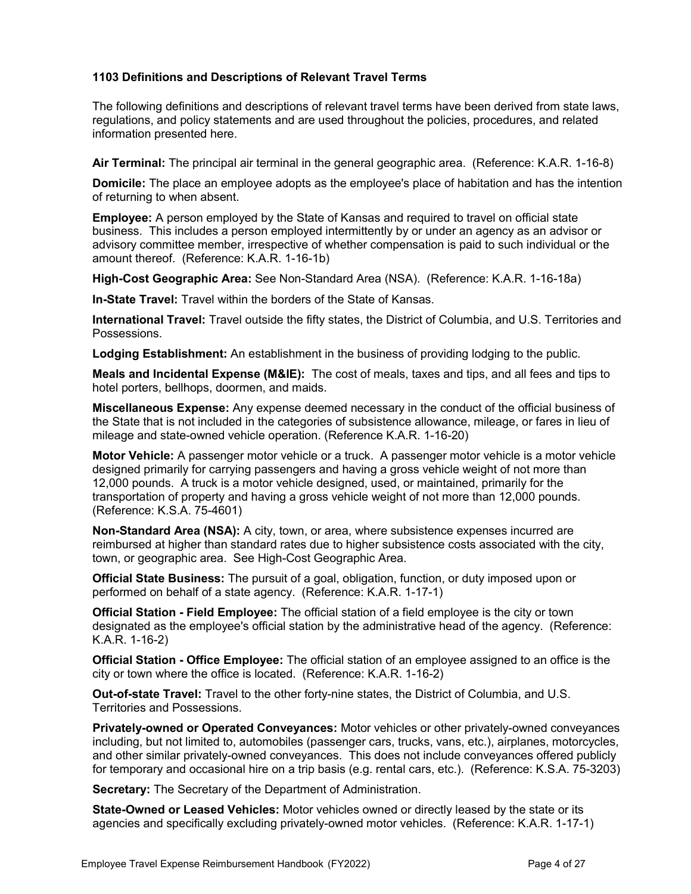### 1103 Definitions and Descriptions of Relevant Travel Terms

The following definitions and descriptions of relevant travel terms have been derived from state laws, regulations, and policy statements and are used throughout the policies, procedures, and related information presented here.

**Air Terminal:** The principal air terminal in the general geographic area. (Reference: K.A.R. 1-16-8)

**Domicile:** The place an employee adopts as the employee's place of habitation and has the intention of returning to when absent.

**Employee:** A person employed by the State of Kansas and required to travel on official state business. This includes a person employed intermittently by or under an agency as an advisor or advisory committee member, irrespective of whether compensation is paid to such individual or the amount thereof. (Reference: K.A.R. 1-16-1b)

**High-Cost Geographic Area:** See Non-Standard Area (NSA). (Reference: K.A.R. 1-16-18a)

**In-State Travel:** Travel within the borders of the State of Kansas.

**International Travel:** Travel outside the fifty states, the District of Columbia, and U.S. Territories and Possessions.

**Lodging Establishment:** An establishment in the business of providing lodging to the public.

**Meals and Incidental Expense (M&IE):** The cost of meals, taxes and tips, and all fees and tips to hotel porters, bellhops, doormen, and maids.

**Miscellaneous Expense:** Any expense deemed necessary in the conduct of the official business of the State that is not included in the categories of subsistence allowance, mileage, or fares in lieu of mileage and state-owned vehicle operation. (Reference K.A.R. 1-16-20)

**Motor Vehicle:** A passenger motor vehicle or a truck. A passenger motor vehicle is a motor vehicle designed primarily for carrying passengers and having a gross vehicle weight of not more than 12,000 pounds. A truck is a motor vehicle designed, used, or maintained, primarily for the transportation of property and having a gross vehicle weight of not more than 12,000 pounds. (Reference: K.S.A. 75-4601)

**Non-Standard Area (NSA):** A city, town, or area, where subsistence expenses incurred are reimbursed at higher than standard rates due to higher subsistence costs associated with the city, town, or geographic area. See High-Cost Geographic Area.

**Official State Business:** The pursuit of a goal, obligation, function, or duty imposed upon or performed on behalf of a state agency. (Reference: K.A.R. 1-17-1)

**Official Station - Field Employee:** The official station of a field employee is the city or town designated as the employee's official station by the administrative head of the agency. (Reference: K.A.R. 1-16-2)

**Official Station - Office Employee:** The official station of an employee assigned to an office is the city or town where the office is located. (Reference: K.A.R. 1-16-2)

**Out-of-state Travel:** Travel to the other forty-nine states, the District of Columbia, and U.S. Territories and Possessions.

**Privately-owned or Operated Conveyances:** Motor vehicles or other privately-owned conveyances including, but not limited to, automobiles (passenger cars, trucks, vans, etc.), airplanes, motorcycles, and other similar privately-owned conveyances. This does not include conveyances offered publicly for temporary and occasional hire on a trip basis (e.g. rental cars, etc.). (Reference: K.S.A. 75-3203)

**Secretary:** The Secretary of the Department of Administration.

**State-Owned or Leased Vehicles:** Motor vehicles owned or directly leased by the state or its agencies and specifically excluding privately-owned motor vehicles. (Reference: K.A.R. 1-17-1)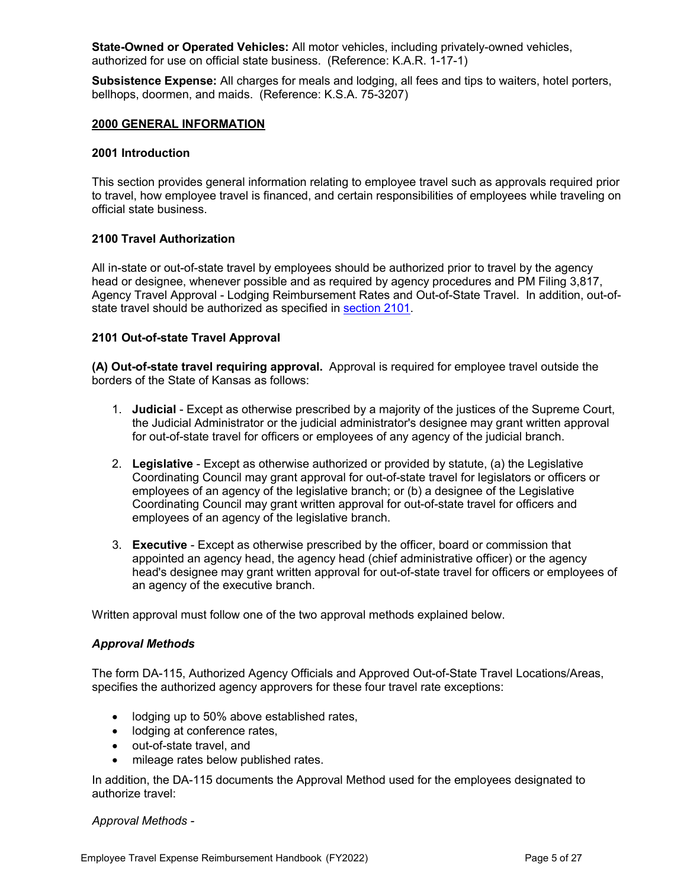**State-Owned or Operated Vehicles:** All motor vehicles, including privately-owned vehicles, authorized for use on official state business. (Reference: K.A.R. 1-17-1)

**Subsistence Expense:** All charges for meals and lodging, all fees and tips to waiters, hotel porters, bellhops, doormen, and maids. (Reference: K.S.A. 75-3207)

## 2000 GENERAL INFORMATION

### 2001 Introduction

This section provides general information relating to employee travel such as approvals required prior to travel, how employee travel is financed, and certain responsibilities of employees while traveling on official state business.

### 2100 Travel Authorization

All in-state or out-of-state travel by employees should be authorized prior to travel by the agency head or designee, whenever possible and as required by agency procedures and PM Filing 3,817, Agency Travel Approval - Lodging Reimbursement Rates and Out-of-State Travel. In addition, out-of-state travel should be authorized as specified in section 2101.

### 2101 Out-of-state Travel Approval

**(A) Out-of-state travel requiring approval.** Approval is required for employee travel outside the borders of the State of Kansas as follows:

1. **Judicial** - Except as otherwise prescribed by a majority of the justices of the Supreme Court, the Judicial Administrator or the judicial administrator's designee may grant written approval for out-of-state travel for officers or employees of any agency of the judicial branch.
2. **Legislative** - Except as otherwise authorized or provided by statute, (a) the Legislative Coordinating Council may grant approval for out-of-state travel for legislators or officers or employees of an agency of the legislative branch; or (b) a designee of the Legislative Coordinating Council may grant written approval for out-of-state travel for officers and employees of an agency of the legislative branch.
3. **Executive** - Except as otherwise prescribed by the officer, board or commission that appointed an agency head, the agency head (chief administrative officer) or the agency head's designee may grant written approval for out-of-state travel for officers or employees of an agency of the executive branch.

Written approval must follow one of the two approval methods explained below.

***Approval Methods***

The form DA-115, Authorized Agency Officials and Approved Out-of-State Travel Locations/Areas, specifies the authorized agency approvers for these four travel rate exceptions:

- lodging up to 50% above established rates,
- lodging at conference rates,
- out-of-state travel, and
- mileage rates below published rates.

In addition, the DA-115 documents the Approval Method used for the employees designated to authorize travel:

*Approval Methods -*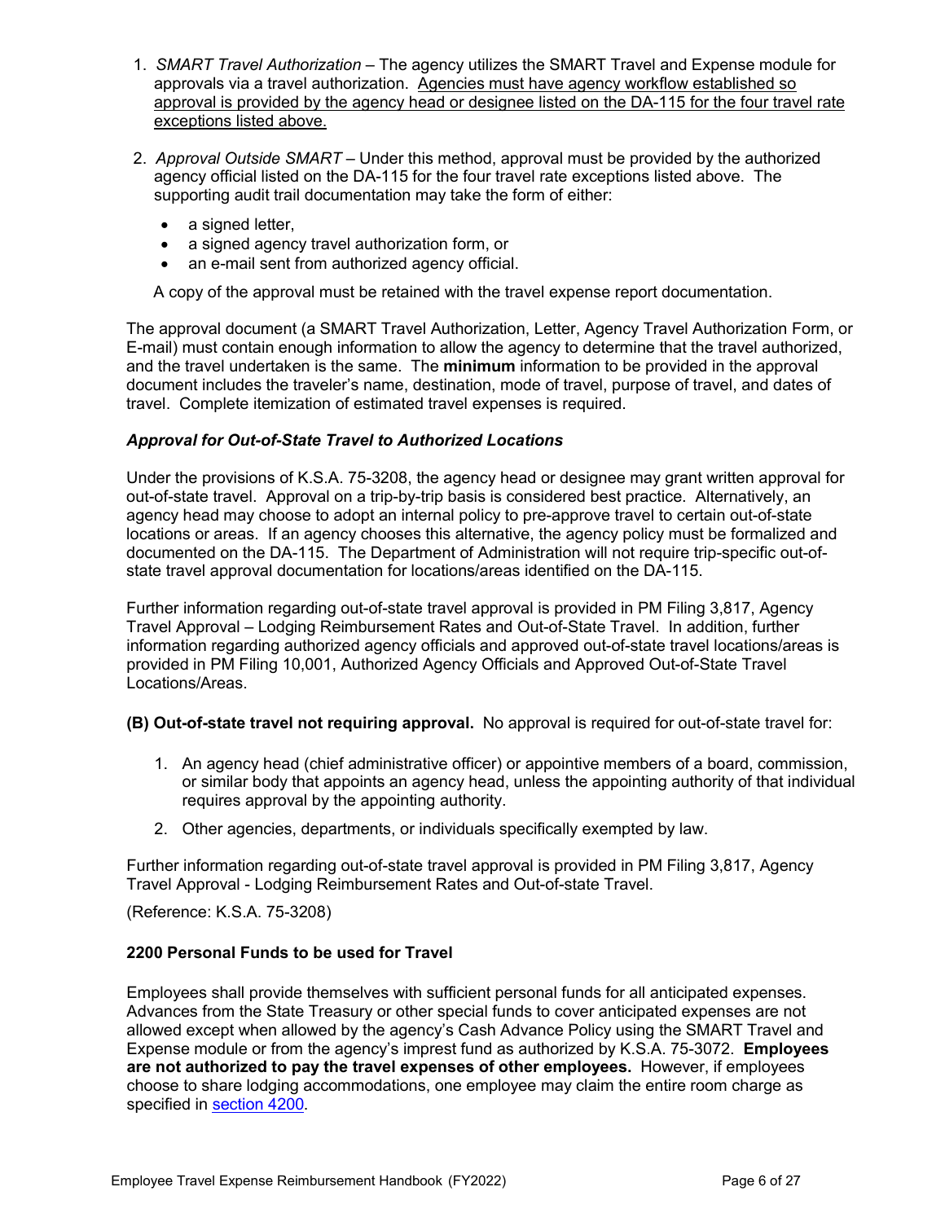1. *SMART Travel Authorization* – The agency utilizes the SMART Travel and Expense module for approvals via a travel authorization. <u>Agencies must have agency workflow established so approval is provided by the agency head or designee listed on the DA-115 for the four travel rate exceptions listed above.</u>

2. *Approval Outside SMART* – Under this method, approval must be provided by the authorized agency official listed on the DA-115 for the four travel rate exceptions listed above. The supporting audit trail documentation may take the form of either:

   - a signed letter,
   - a signed agency travel authorization form, or
   - an e-mail sent from authorized agency official.

   A copy of the approval must be retained with the travel expense report documentation.

The approval document (a SMART Travel Authorization, Letter, Agency Travel Authorization Form, or E-mail) must contain enough information to allow the agency to determine that the travel authorized, and the travel undertaken is the same. The **minimum** information to be provided in the approval document includes the traveler's name, destination, mode of travel, purpose of travel, and dates of travel. Complete itemization of estimated travel expenses is required.

***Approval for Out-of-State Travel to Authorized Locations***

Under the provisions of K.S.A. 75-3208, the agency head or designee may grant written approval for out-of-state travel. Approval on a trip-by-trip basis is considered best practice. Alternatively, an agency head may choose to adopt an internal policy to pre-approve travel to certain out-of-state locations or areas. If an agency chooses this alternative, the agency policy must be formalized and documented on the DA-115. The Department of Administration will not require trip-specific out-of-state travel approval documentation for locations/areas identified on the DA-115.

Further information regarding out-of-state travel approval is provided in PM Filing 3,817, Agency Travel Approval – Lodging Reimbursement Rates and Out-of-State Travel. In addition, further information regarding authorized agency officials and approved out-of-state travel locations/areas is provided in PM Filing 10,001, Authorized Agency Officials and Approved Out-of-State Travel Locations/Areas.

**(B) Out-of-state travel not requiring approval.** No approval is required for out-of-state travel for:

1. An agency head (chief administrative officer) or appointive members of a board, commission, or similar body that appoints an agency head, unless the appointing authority of that individual requires approval by the appointing authority.
2. Other agencies, departments, or individuals specifically exempted by law.

Further information regarding out-of-state travel approval is provided in PM Filing 3,817, Agency Travel Approval - Lodging Reimbursement Rates and Out-of-state Travel.

(Reference: K.S.A. 75-3208)

### 2200 Personal Funds to be used for Travel

Employees shall provide themselves with sufficient personal funds for all anticipated expenses. Advances from the State Treasury or other special funds to cover anticipated expenses are not allowed except when allowed by the agency's Cash Advance Policy using the SMART Travel and Expense module or from the agency's imprest fund as authorized by K.S.A. 75-3072. **Employees are not authorized to pay the travel expenses of other employees.** However, if employees choose to share lodging accommodations, one employee may claim the entire room charge as specified in section 4200.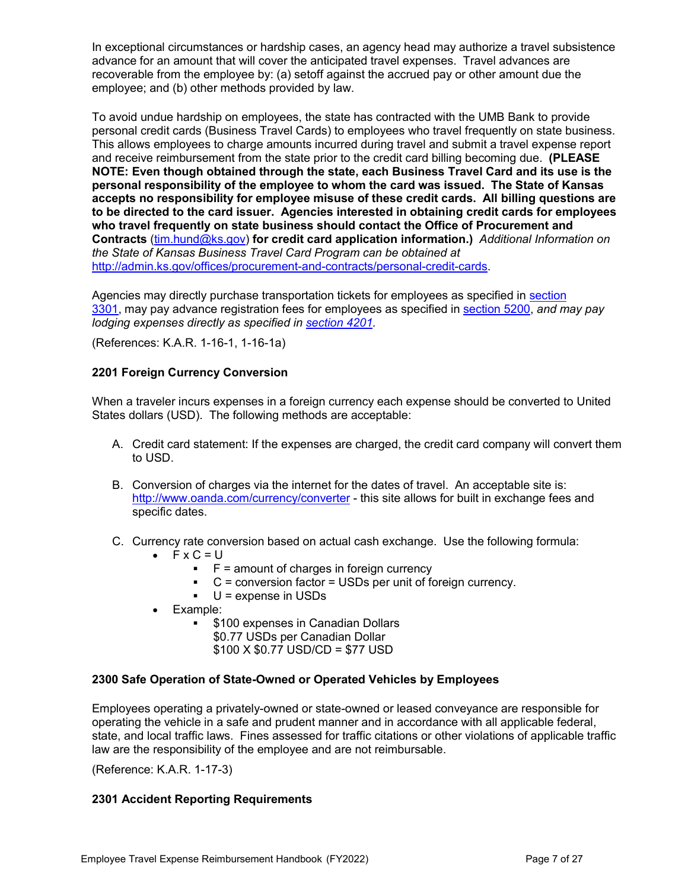In exceptional circumstances or hardship cases, an agency head may authorize a travel subsistence advance for an amount that will cover the anticipated travel expenses. Travel advances are recoverable from the employee by: (a) setoff against the accrued pay or other amount due the employee; and (b) other methods provided by law.

To avoid undue hardship on employees, the state has contracted with the UMB Bank to provide personal credit cards (Business Travel Cards) to employees who travel frequently on state business. This allows employees to charge amounts incurred during travel and submit a travel expense report and receive reimbursement from the state prior to the credit card billing becoming due. **(PLEASE NOTE: Even though obtained through the state, each Business Travel Card and its use is the personal responsibility of the employee to whom the card was issued. The State of Kansas accepts no responsibility for employee misuse of these credit cards. All billing questions are to be directed to the card issuer. Agencies interested in obtaining credit cards for employees who travel frequently on state business should contact the Office of Procurement and Contracts** ([tim.hund@ks.gov](mailto:tim.hund@ks.gov)) **for credit card application information.)** *Additional Information on the State of Kansas Business Travel Card Program can be obtained at* [http://admin.ks.gov/offices/procurement-and-contracts/personal-credit-cards](http://admin.ks.gov/offices/procurement-and-contracts/personal-credit-cards).

Agencies may directly purchase transportation tickets for employees as specified in section 3301, may pay advance registration fees for employees as specified in section 5200, *and may pay lodging expenses directly as specified in section 4201.*

(References: K.A.R. 1-16-1, 1-16-1a)

### 2201 Foreign Currency Conversion

When a traveler incurs expenses in a foreign currency each expense should be converted to United States dollars (USD). The following methods are acceptable:

A. Credit card statement: If the expenses are charged, the credit card company will convert them to USD.

B. Conversion of charges via the internet for the dates of travel. An acceptable site is: [http://www.oanda.com/currency/converter](http://www.oanda.com/currency/converter) - this site allows for built in exchange fees and specific dates.

C. Currency rate conversion based on actual cash exchange. Use the following formula:
   - F x C = U
     - F = amount of charges in foreign currency
     - C = conversion factor = USDs per unit of foreign currency.
     - U = expense in USDs
   - Example:
     - $100 expenses in Canadian Dollars
       $0.77 USDs per Canadian Dollar
       $100 X $0.77 USD/CD = $77 USD

### 2300 Safe Operation of State-Owned or Operated Vehicles by Employees

Employees operating a privately-owned or state-owned or leased conveyance are responsible for operating the vehicle in a safe and prudent manner and in accordance with all applicable federal, state, and local traffic laws. Fines assessed for traffic citations or other violations of applicable traffic law are the responsibility of the employee and are not reimbursable.

(Reference: K.A.R. 1-17-3)

### 2301 Accident Reporting Requirements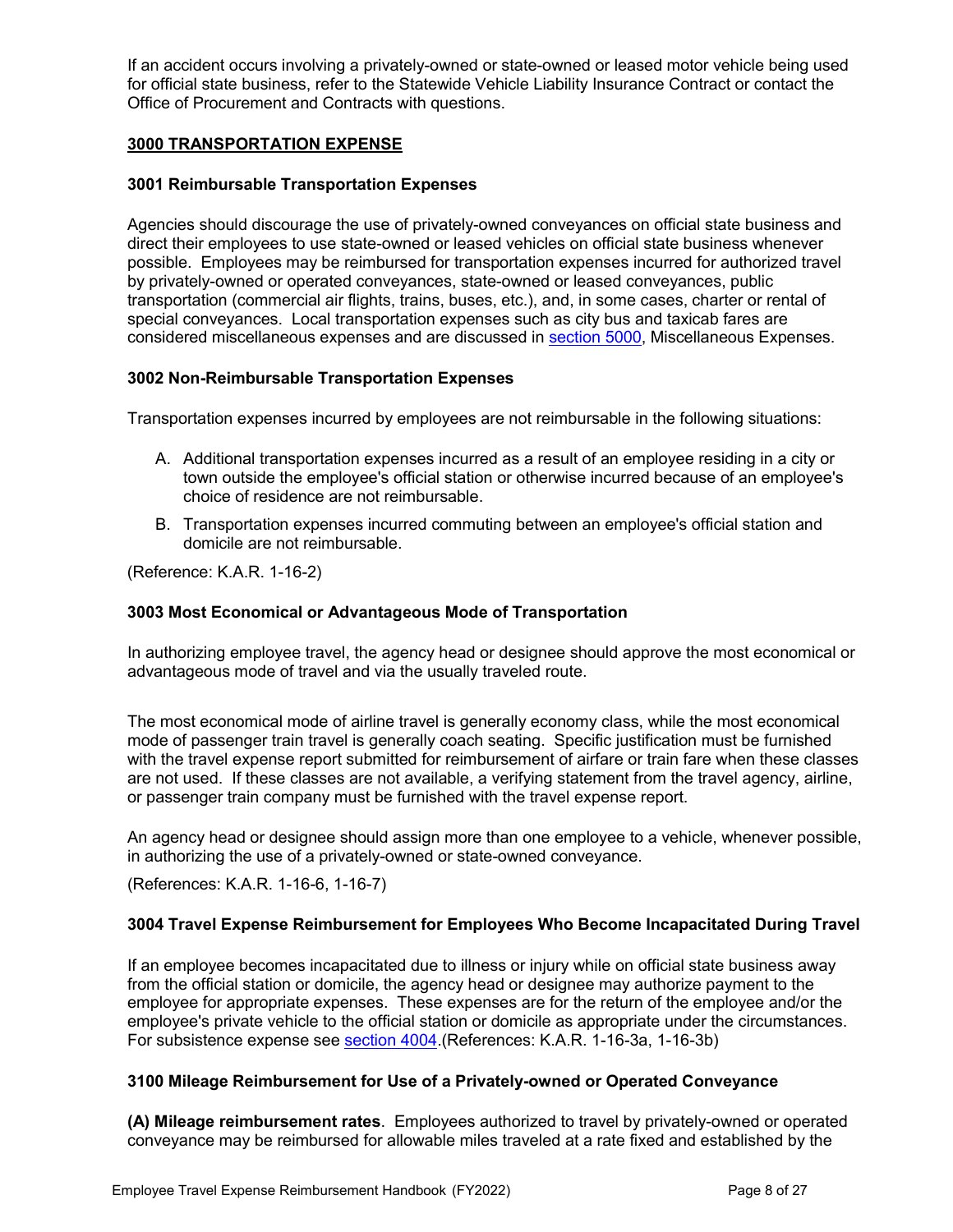If an accident occurs involving a privately-owned or state-owned or leased motor vehicle being used for official state business, refer to the Statewide Vehicle Liability Insurance Contract or contact the Office of Procurement and Contracts with questions.

## 3000 TRANSPORTATION EXPENSE

### 3001 Reimbursable Transportation Expenses

Agencies should discourage the use of privately-owned conveyances on official state business and direct their employees to use state-owned or leased vehicles on official state business whenever possible. Employees may be reimbursed for transportation expenses incurred for authorized travel by privately-owned or operated conveyances, state-owned or leased conveyances, public transportation (commercial air flights, trains, buses, etc.), and, in some cases, charter or rental of special conveyances. Local transportation expenses such as city bus and taxicab fares are considered miscellaneous expenses and are discussed in section 5000, Miscellaneous Expenses.

### 3002 Non-Reimbursable Transportation Expenses

Transportation expenses incurred by employees are not reimbursable in the following situations:

A. Additional transportation expenses incurred as a result of an employee residing in a city or town outside the employee's official station or otherwise incurred because of an employee's choice of residence are not reimbursable.

B. Transportation expenses incurred commuting between an employee's official station and domicile are not reimbursable.

(Reference: K.A.R. 1-16-2)

### 3003 Most Economical or Advantageous Mode of Transportation

In authorizing employee travel, the agency head or designee should approve the most economical or advantageous mode of travel and via the usually traveled route.

The most economical mode of airline travel is generally economy class, while the most economical mode of passenger train travel is generally coach seating. Specific justification must be furnished with the travel expense report submitted for reimbursement of airfare or train fare when these classes are not used. If these classes are not available, a verifying statement from the travel agency, airline, or passenger train company must be furnished with the travel expense report.

An agency head or designee should assign more than one employee to a vehicle, whenever possible, in authorizing the use of a privately-owned or state-owned conveyance.

(References: K.A.R. 1-16-6, 1-16-7)

### 3004 Travel Expense Reimbursement for Employees Who Become Incapacitated During Travel

If an employee becomes incapacitated due to illness or injury while on official state business away from the official station or domicile, the agency head or designee may authorize payment to the employee for appropriate expenses. These expenses are for the return of the employee and/or the employee's private vehicle to the official station or domicile as appropriate under the circumstances. For subsistence expense see section 4004.(References: K.A.R. 1-16-3a, 1-16-3b)

### 3100 Mileage Reimbursement for Use of a Privately-owned or Operated Conveyance

**(A) Mileage reimbursement rates**. Employees authorized to travel by privately-owned or operated conveyance may be reimbursed for allowable miles traveled at a rate fixed and established by the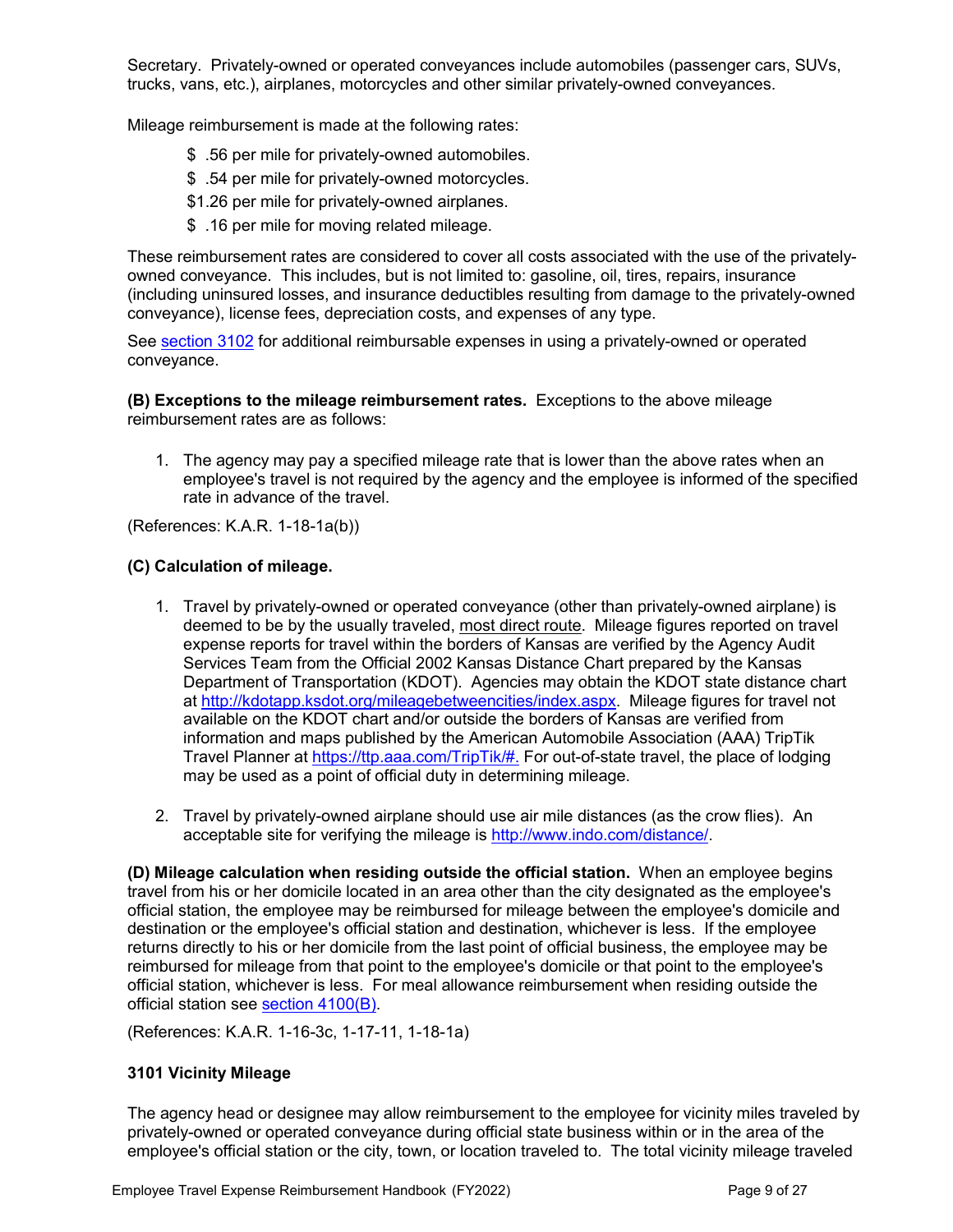Secretary. Privately-owned or operated conveyances include automobiles (passenger cars, SUVs, trucks, vans, etc.), airplanes, motorcycles and other similar privately-owned conveyances.

Mileage reimbursement is made at the following rates:

- $ .56 per mile for privately-owned automobiles.
- $ .54 per mile for privately-owned motorcycles.
- $1.26 per mile for privately-owned airplanes.
- $ .16 per mile for moving related mileage.

These reimbursement rates are considered to cover all costs associated with the use of the privately-owned conveyance. This includes, but is not limited to: gasoline, oil, tires, repairs, insurance (including uninsured losses, and insurance deductibles resulting from damage to the privately-owned conveyance), license fees, depreciation costs, and expenses of any type.

See section 3102 for additional reimbursable expenses in using a privately-owned or operated conveyance.

**(B) Exceptions to the mileage reimbursement rates.** Exceptions to the above mileage reimbursement rates are as follows:

1. The agency may pay a specified mileage rate that is lower than the above rates when an employee's travel is not required by the agency and the employee is informed of the specified rate in advance of the travel.

(References: K.A.R. 1-18-1a(b))

**(C) Calculation of mileage.**

1. Travel by privately-owned or operated conveyance (other than privately-owned airplane) is deemed to be by the usually traveled, most direct route. Mileage figures reported on travel expense reports for travel within the borders of Kansas are verified by the Agency Audit Services Team from the Official 2002 Kansas Distance Chart prepared by the Kansas Department of Transportation (KDOT). Agencies may obtain the KDOT state distance chart at http://kdotapp.ksdot.org/mileagebetweencities/index.aspx. Mileage figures for travel not available on the KDOT chart and/or outside the borders of Kansas are verified from information and maps published by the American Automobile Association (AAA) TripTik Travel Planner at https://ttp.aaa.com/TripTik/#. For out-of-state travel, the place of lodging may be used as a point of official duty in determining mileage.

2. Travel by privately-owned airplane should use air mile distances (as the crow flies). An acceptable site for verifying the mileage is http://www.indo.com/distance/.

**(D) Mileage calculation when residing outside the official station.** When an employee begins travel from his or her domicile located in an area other than the city designated as the employee's official station, the employee may be reimbursed for mileage between the employee's domicile and destination or the employee's official station and destination, whichever is less. If the employee returns directly to his or her domicile from the last point of official business, the employee may be reimbursed for mileage from that point to the employee's domicile or that point to the employee's official station, whichever is less. For meal allowance reimbursement when residing outside the official station see section 4100(B).

(References: K.A.R. 1-16-3c, 1-17-11, 1-18-1a)

### 3101 Vicinity Mileage

The agency head or designee may allow reimbursement to the employee for vicinity miles traveled by privately-owned or operated conveyance during official state business within or in the area of the employee's official station or the city, town, or location traveled to. The total vicinity mileage traveled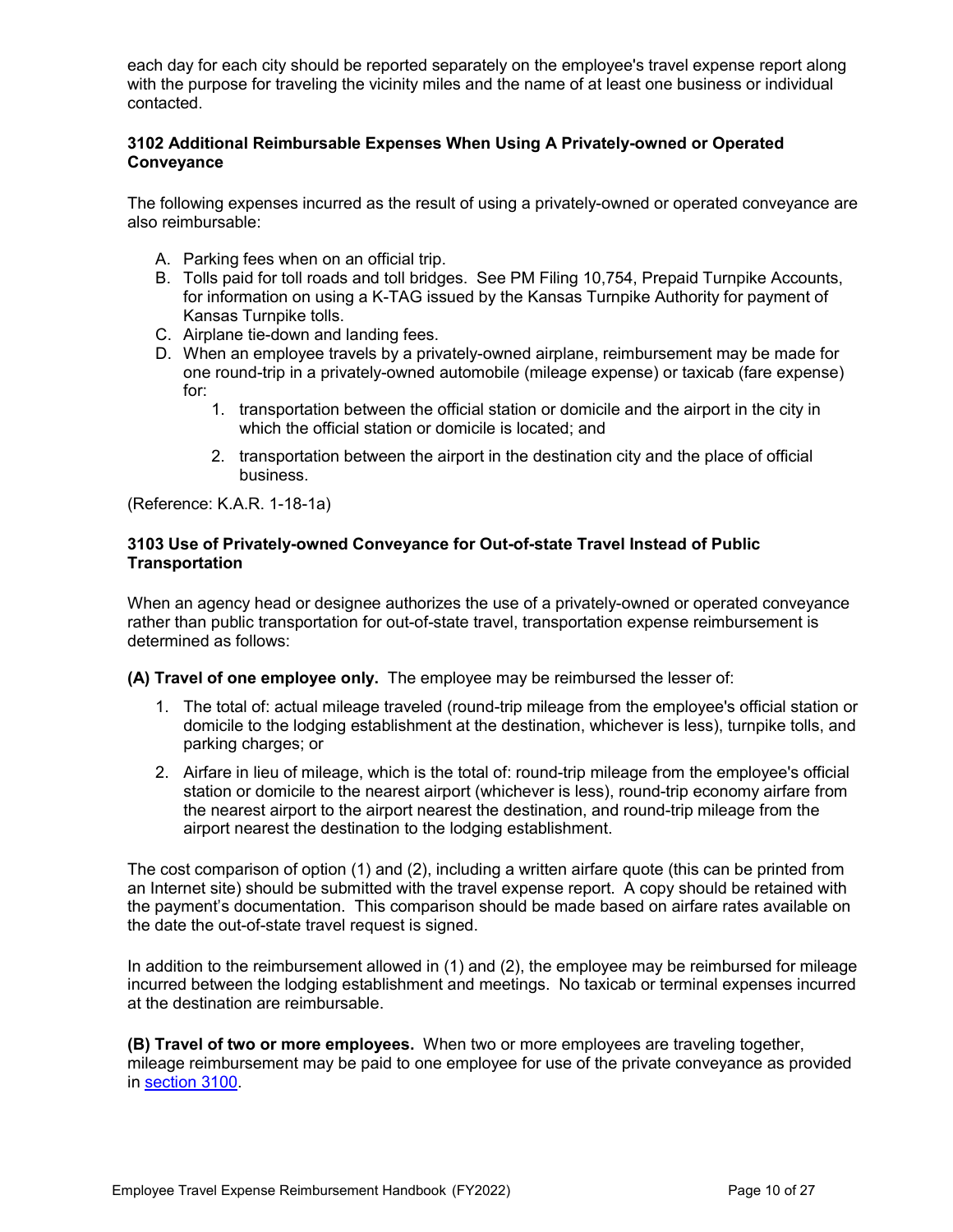each day for each city should be reported separately on the employee's travel expense report along with the purpose for traveling the vicinity miles and the name of at least one business or individual contacted.

### 3102 Additional Reimbursable Expenses When Using A Privately-owned or Operated Conveyance

The following expenses incurred as the result of using a privately-owned or operated conveyance are also reimbursable:

A. Parking fees when on an official trip.
B. Tolls paid for toll roads and toll bridges. See PM Filing 10,754, Prepaid Turnpike Accounts, for information on using a K-TAG issued by the Kansas Turnpike Authority for payment of Kansas Turnpike tolls.
C. Airplane tie-down and landing fees.
D. When an employee travels by a privately-owned airplane, reimbursement may be made for one round-trip in a privately-owned automobile (mileage expense) or taxicab (fare expense) for:
    1. transportation between the official station or domicile and the airport in the city in which the official station or domicile is located; and
    2. transportation between the airport in the destination city and the place of official business.

(Reference: K.A.R. 1-18-1a)

### 3103 Use of Privately-owned Conveyance for Out-of-state Travel Instead of Public Transportation

When an agency head or designee authorizes the use of a privately-owned or operated conveyance rather than public transportation for out-of-state travel, transportation expense reimbursement is determined as follows:

**(A) Travel of one employee only.** The employee may be reimbursed the lesser of:

1. The total of: actual mileage traveled (round-trip mileage from the employee's official station or domicile to the lodging establishment at the destination, whichever is less), turnpike tolls, and parking charges; or
2. Airfare in lieu of mileage, which is the total of: round-trip mileage from the employee's official station or domicile to the nearest airport (whichever is less), round-trip economy airfare from the nearest airport to the airport nearest the destination, and round-trip mileage from the airport nearest the destination to the lodging establishment.

The cost comparison of option (1) and (2), including a written airfare quote (this can be printed from an Internet site) should be submitted with the travel expense report. A copy should be retained with the payment's documentation. This comparison should be made based on airfare rates available on the date the out-of-state travel request is signed.

In addition to the reimbursement allowed in (1) and (2), the employee may be reimbursed for mileage incurred between the lodging establishment and meetings. No taxicab or terminal expenses incurred at the destination are reimbursable.

**(B) Travel of two or more employees.** When two or more employees are traveling together, mileage reimbursement may be paid to one employee for use of the private conveyance as provided in section 3100.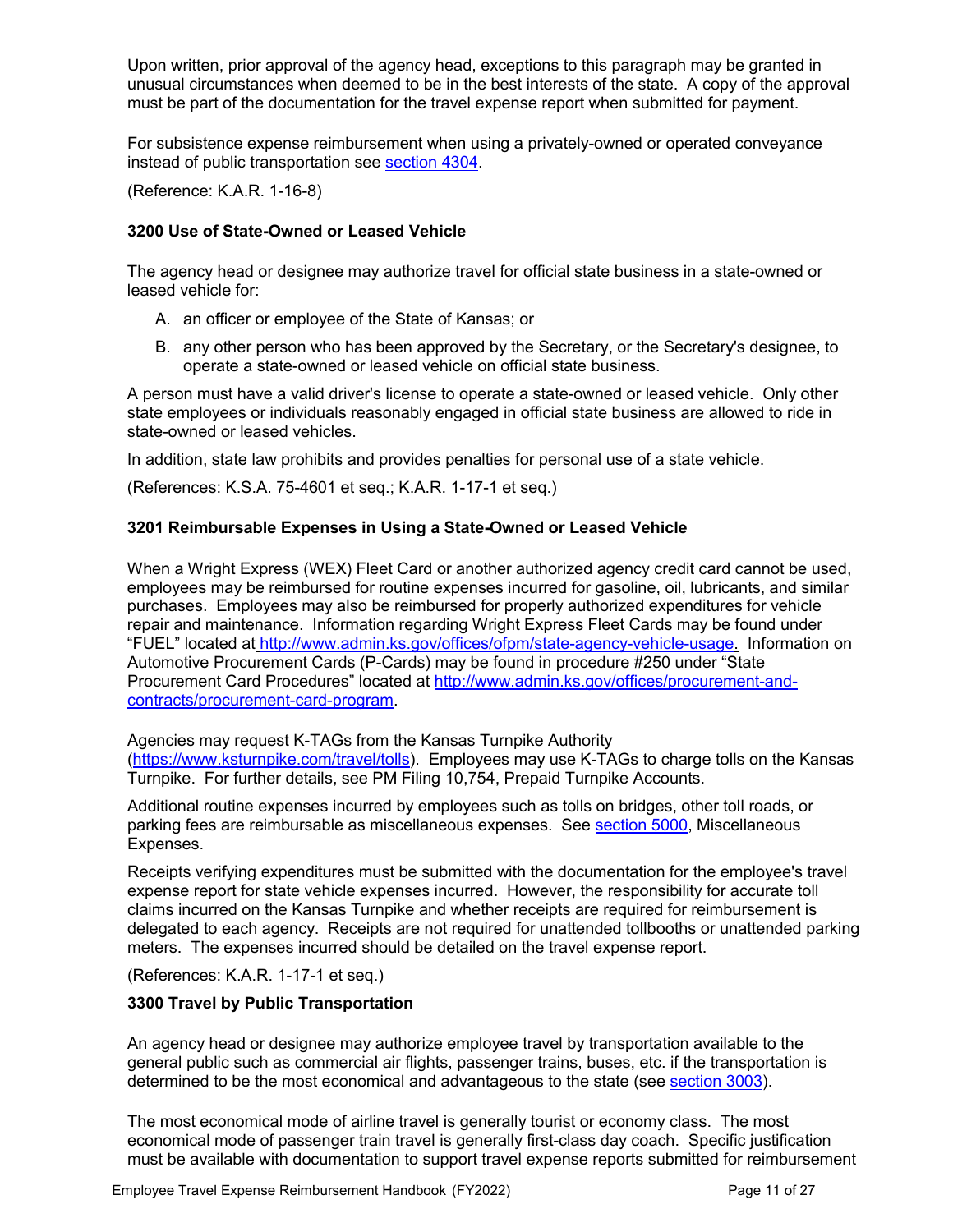Upon written, prior approval of the agency head, exceptions to this paragraph may be granted in unusual circumstances when deemed to be in the best interests of the state. A copy of the approval must be part of the documentation for the travel expense report when submitted for payment.

For subsistence expense reimbursement when using a privately-owned or operated conveyance instead of public transportation see section 4304.

(Reference: K.A.R. 1-16-8)

### 3200 Use of State-Owned or Leased Vehicle

The agency head or designee may authorize travel for official state business in a state-owned or leased vehicle for:

A. an officer or employee of the State of Kansas; or

B. any other person who has been approved by the Secretary, or the Secretary's designee, to operate a state-owned or leased vehicle on official state business.

A person must have a valid driver's license to operate a state-owned or leased vehicle. Only other state employees or individuals reasonably engaged in official state business are allowed to ride in state-owned or leased vehicles.

In addition, state law prohibits and provides penalties for personal use of a state vehicle.

(References: K.S.A. 75-4601 et seq.; K.A.R. 1-17-1 et seq.)

### 3201 Reimbursable Expenses in Using a State-Owned or Leased Vehicle

When a Wright Express (WEX) Fleet Card or another authorized agency credit card cannot be used, employees may be reimbursed for routine expenses incurred for gasoline, oil, lubricants, and similar purchases. Employees may also be reimbursed for properly authorized expenditures for vehicle repair and maintenance. Information regarding Wright Express Fleet Cards may be found under "FUEL" located at http://www.admin.ks.gov/offices/ofpm/state-agency-vehicle-usage. Information on Automotive Procurement Cards (P-Cards) may be found in procedure #250 under "State Procurement Card Procedures" located at http://www.admin.ks.gov/offices/procurement-and-contracts/procurement-card-program.

Agencies may request K-TAGs from the Kansas Turnpike Authority (https://www.ksturnpike.com/travel/tolls). Employees may use K-TAGs to charge tolls on the Kansas Turnpike. For further details, see PM Filing 10,754, Prepaid Turnpike Accounts.

Additional routine expenses incurred by employees such as tolls on bridges, other toll roads, or parking fees are reimbursable as miscellaneous expenses. See section 5000, Miscellaneous Expenses.

Receipts verifying expenditures must be submitted with the documentation for the employee's travel expense report for state vehicle expenses incurred. However, the responsibility for accurate toll claims incurred on the Kansas Turnpike and whether receipts are required for reimbursement is delegated to each agency. Receipts are not required for unattended tollbooths or unattended parking meters. The expenses incurred should be detailed on the travel expense report.

(References: K.A.R. 1-17-1 et seq.)

### 3300 Travel by Public Transportation

An agency head or designee may authorize employee travel by transportation available to the general public such as commercial air flights, passenger trains, buses, etc. if the transportation is determined to be the most economical and advantageous to the state (see section 3003).

The most economical mode of airline travel is generally tourist or economy class. The most economical mode of passenger train travel is generally first-class day coach. Specific justification must be available with documentation to support travel expense reports submitted for reimbursement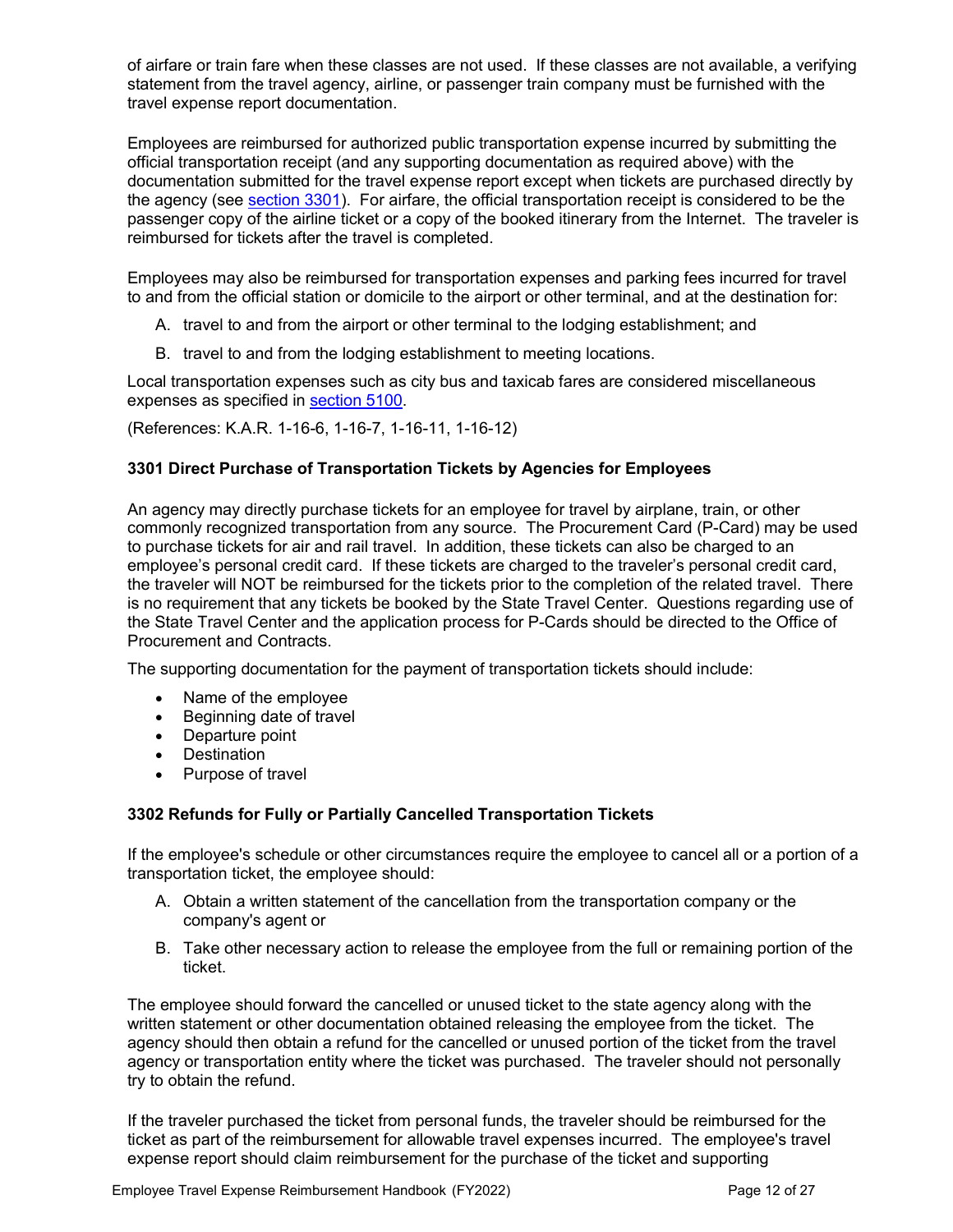of airfare or train fare when these classes are not used. If these classes are not available, a verifying statement from the travel agency, airline, or passenger train company must be furnished with the travel expense report documentation.

Employees are reimbursed for authorized public transportation expense incurred by submitting the official transportation receipt (and any supporting documentation as required above) with the documentation submitted for the travel expense report except when tickets are purchased directly by the agency (see section 3301). For airfare, the official transportation receipt is considered to be the passenger copy of the airline ticket or a copy of the booked itinerary from the Internet. The traveler is reimbursed for tickets after the travel is completed.

Employees may also be reimbursed for transportation expenses and parking fees incurred for travel to and from the official station or domicile to the airport or other terminal, and at the destination for:

A. travel to and from the airport or other terminal to the lodging establishment; and

B. travel to and from the lodging establishment to meeting locations.

Local transportation expenses such as city bus and taxicab fares are considered miscellaneous expenses as specified in section 5100.

(References: K.A.R. 1-16-6, 1-16-7, 1-16-11, 1-16-12)

### 3301 Direct Purchase of Transportation Tickets by Agencies for Employees

An agency may directly purchase tickets for an employee for travel by airplane, train, or other commonly recognized transportation from any source. The Procurement Card (P-Card) may be used to purchase tickets for air and rail travel. In addition, these tickets can also be charged to an employee's personal credit card. If these tickets are charged to the traveler's personal credit card, the traveler will NOT be reimbursed for the tickets prior to the completion of the related travel. There is no requirement that any tickets be booked by the State Travel Center. Questions regarding use of the State Travel Center and the application process for P-Cards should be directed to the Office of Procurement and Contracts.

The supporting documentation for the payment of transportation tickets should include:

- Name of the employee
- Beginning date of travel
- Departure point
- Destination
- Purpose of travel

### 3302 Refunds for Fully or Partially Cancelled Transportation Tickets

If the employee's schedule or other circumstances require the employee to cancel all or a portion of a transportation ticket, the employee should:

A. Obtain a written statement of the cancellation from the transportation company or the company's agent or

B. Take other necessary action to release the employee from the full or remaining portion of the ticket.

The employee should forward the cancelled or unused ticket to the state agency along with the written statement or other documentation obtained releasing the employee from the ticket. The agency should then obtain a refund for the cancelled or unused portion of the ticket from the travel agency or transportation entity where the ticket was purchased. The traveler should not personally try to obtain the refund.

If the traveler purchased the ticket from personal funds, the traveler should be reimbursed for the ticket as part of the reimbursement for allowable travel expenses incurred. The employee's travel expense report should claim reimbursement for the purchase of the ticket and supporting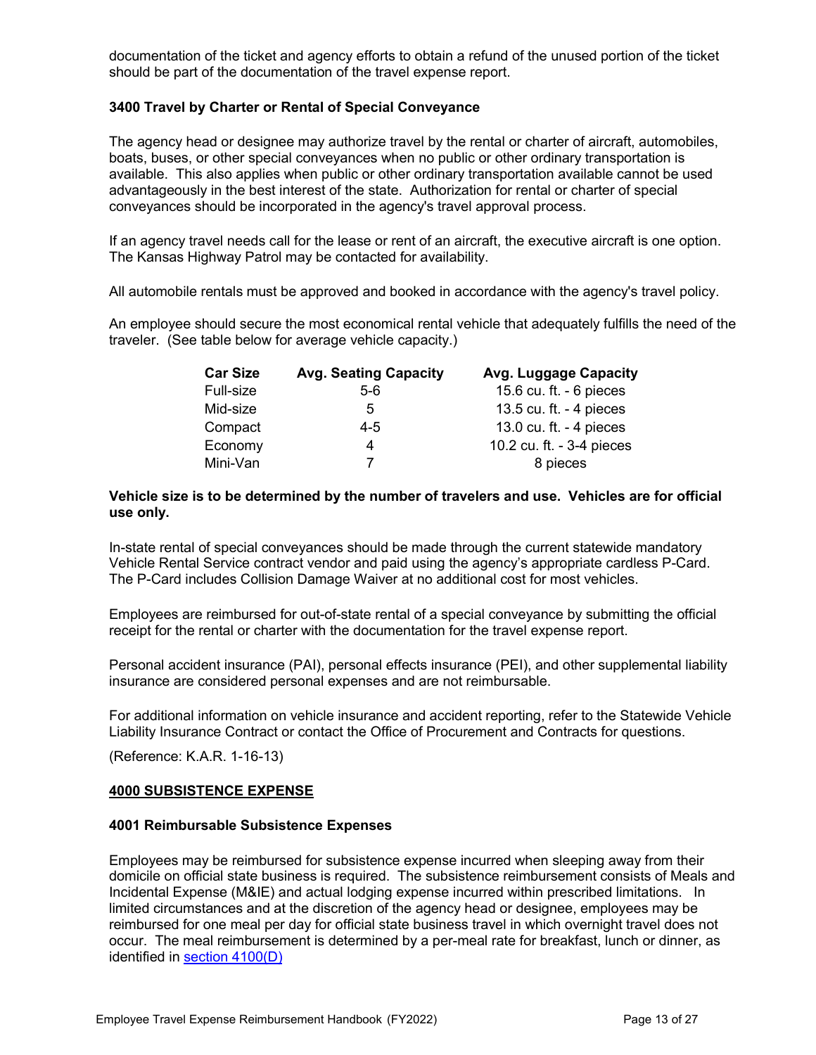documentation of the ticket and agency efforts to obtain a refund of the unused portion of the ticket should be part of the documentation of the travel expense report.

### 3400 Travel by Charter or Rental of Special Conveyance

The agency head or designee may authorize travel by the rental or charter of aircraft, automobiles, boats, buses, or other special conveyances when no public or other ordinary transportation is available. This also applies when public or other ordinary transportation available cannot be used advantageously in the best interest of the state. Authorization for rental or charter of special conveyances should be incorporated in the agency's travel approval process.

If an agency travel needs call for the lease or rent of an aircraft, the executive aircraft is one option. The Kansas Highway Patrol may be contacted for availability.

All automobile rentals must be approved and booked in accordance with the agency's travel policy.

An employee should secure the most economical rental vehicle that adequately fulfills the need of the traveler. (See table below for average vehicle capacity.)

| Car Size | Avg. Seating Capacity | Avg. Luggage Capacity |
|---|---|---|
| Full-size | 5-6 | 15.6 cu. ft. - 6 pieces |
| Mid-size | 5 | 13.5 cu. ft. - 4 pieces |
| Compact | 4-5 | 13.0 cu. ft. - 4 pieces |
| Economy | 4 | 10.2 cu. ft. - 3-4 pieces |
| Mini-Van | 7 | 8 pieces |

**Vehicle size is to be determined by the number of travelers and use. Vehicles are for official use only.**

In-state rental of special conveyances should be made through the current statewide mandatory Vehicle Rental Service contract vendor and paid using the agency's appropriate cardless P-Card. The P-Card includes Collision Damage Waiver at no additional cost for most vehicles.

Employees are reimbursed for out-of-state rental of a special conveyance by submitting the official receipt for the rental or charter with the documentation for the travel expense report.

Personal accident insurance (PAI), personal effects insurance (PEI), and other supplemental liability insurance are considered personal expenses and are not reimbursable.

For additional information on vehicle insurance and accident reporting, refer to the Statewide Vehicle Liability Insurance Contract or contact the Office of Procurement and Contracts for questions.

(Reference: K.A.R. 1-16-13)

## 4000 SUBSISTENCE EXPENSE

### 4001 Reimbursable Subsistence Expenses

Employees may be reimbursed for subsistence expense incurred when sleeping away from their domicile on official state business is required. The subsistence reimbursement consists of Meals and Incidental Expense (M&IE) and actual lodging expense incurred within prescribed limitations. In limited circumstances and at the discretion of the agency head or designee, employees may be reimbursed for one meal per day for official state business travel in which overnight travel does not occur. The meal reimbursement is determined by a per-meal rate for breakfast, lunch or dinner, as identified in section 4100(D)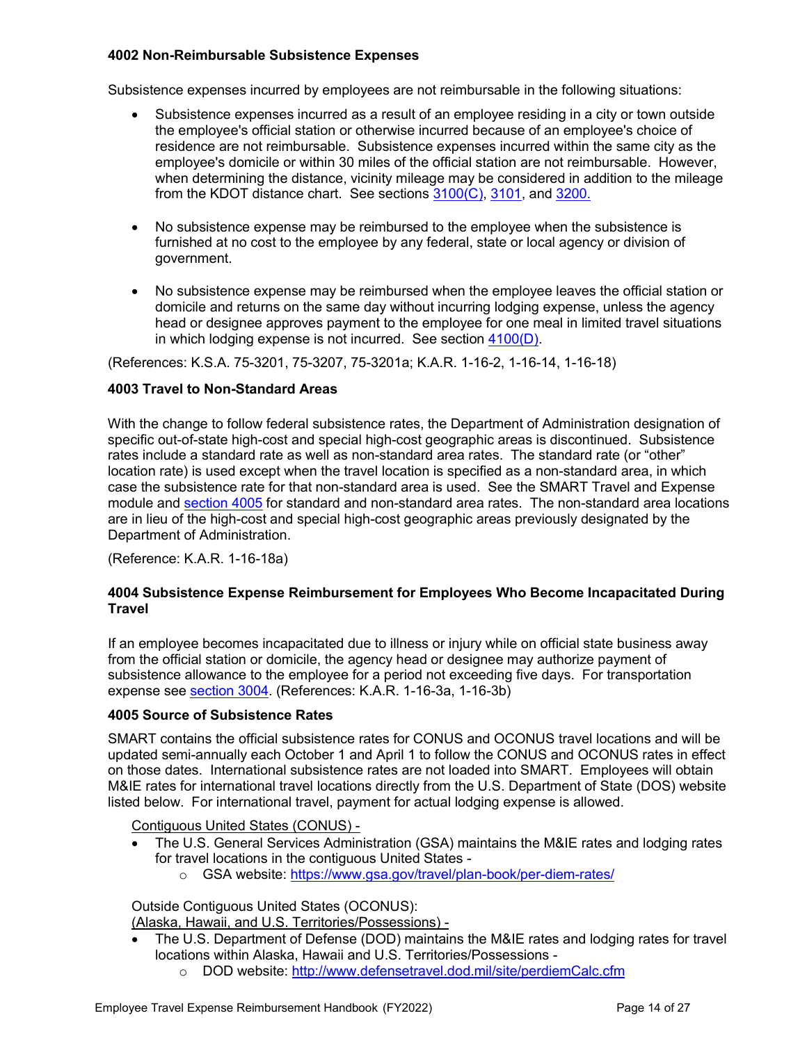### 4002 Non-Reimbursable Subsistence Expenses

Subsistence expenses incurred by employees are not reimbursable in the following situations:

- Subsistence expenses incurred as a result of an employee residing in a city or town outside the employee's official station or otherwise incurred because of an employee's choice of residence are not reimbursable. Subsistence expenses incurred within the same city as the employee's domicile or within 30 miles of the official station are not reimbursable. However, when determining the distance, vicinity mileage may be considered in addition to the mileage from the KDOT distance chart. See sections 3100(C), 3101, and 3200.

- No subsistence expense may be reimbursed to the employee when the subsistence is furnished at no cost to the employee by any federal, state or local agency or division of government.

- No subsistence expense may be reimbursed when the employee leaves the official station or domicile and returns on the same day without incurring lodging expense, unless the agency head or designee approves payment to the employee for one meal in limited travel situations in which lodging expense is not incurred. See section 4100(D).

(References: K.S.A. 75-3201, 75-3207, 75-3201a; K.A.R. 1-16-2, 1-16-14, 1-16-18)

### 4003 Travel to Non-Standard Areas

With the change to follow federal subsistence rates, the Department of Administration designation of specific out-of-state high-cost and special high-cost geographic areas is discontinued. Subsistence rates include a standard rate as well as non-standard area rates. The standard rate (or "other" location rate) is used except when the travel location is specified as a non-standard area, in which case the subsistence rate for that non-standard area is used. See the SMART Travel and Expense module and section 4005 for standard and non-standard area rates. The non-standard area locations are in lieu of the high-cost and special high-cost geographic areas previously designated by the Department of Administration.

(Reference: K.A.R. 1-16-18a)

### 4004 Subsistence Expense Reimbursement for Employees Who Become Incapacitated During Travel

If an employee becomes incapacitated due to illness or injury while on official state business away from the official station or domicile, the agency head or designee may authorize payment of subsistence allowance to the employee for a period not exceeding five days. For transportation expense see section 3004. (References: K.A.R. 1-16-3a, 1-16-3b)

### 4005 Source of Subsistence Rates

SMART contains the official subsistence rates for CONUS and OCONUS travel locations and will be updated semi-annually each October 1 and April 1 to follow the CONUS and OCONUS rates in effect on those dates. International subsistence rates are not loaded into SMART. Employees will obtain M&IE rates for international travel locations directly from the U.S. Department of State (DOS) website listed below. For international travel, payment for actual lodging expense is allowed.

Contiguous United States (CONUS) -

- The U.S. General Services Administration (GSA) maintains the M&IE rates and lodging rates for travel locations in the contiguous United States -
  - GSA website: https://www.gsa.gov/travel/plan-book/per-diem-rates/

Outside Contiguous United States (OCONUS):
(Alaska, Hawaii, and U.S. Territories/Possessions) -

- The U.S. Department of Defense (DOD) maintains the M&IE rates and lodging rates for travel locations within Alaska, Hawaii and U.S. Territories/Possessions -
  - DOD website: http://www.defensetravel.dod.mil/site/perdiemCalc.cfm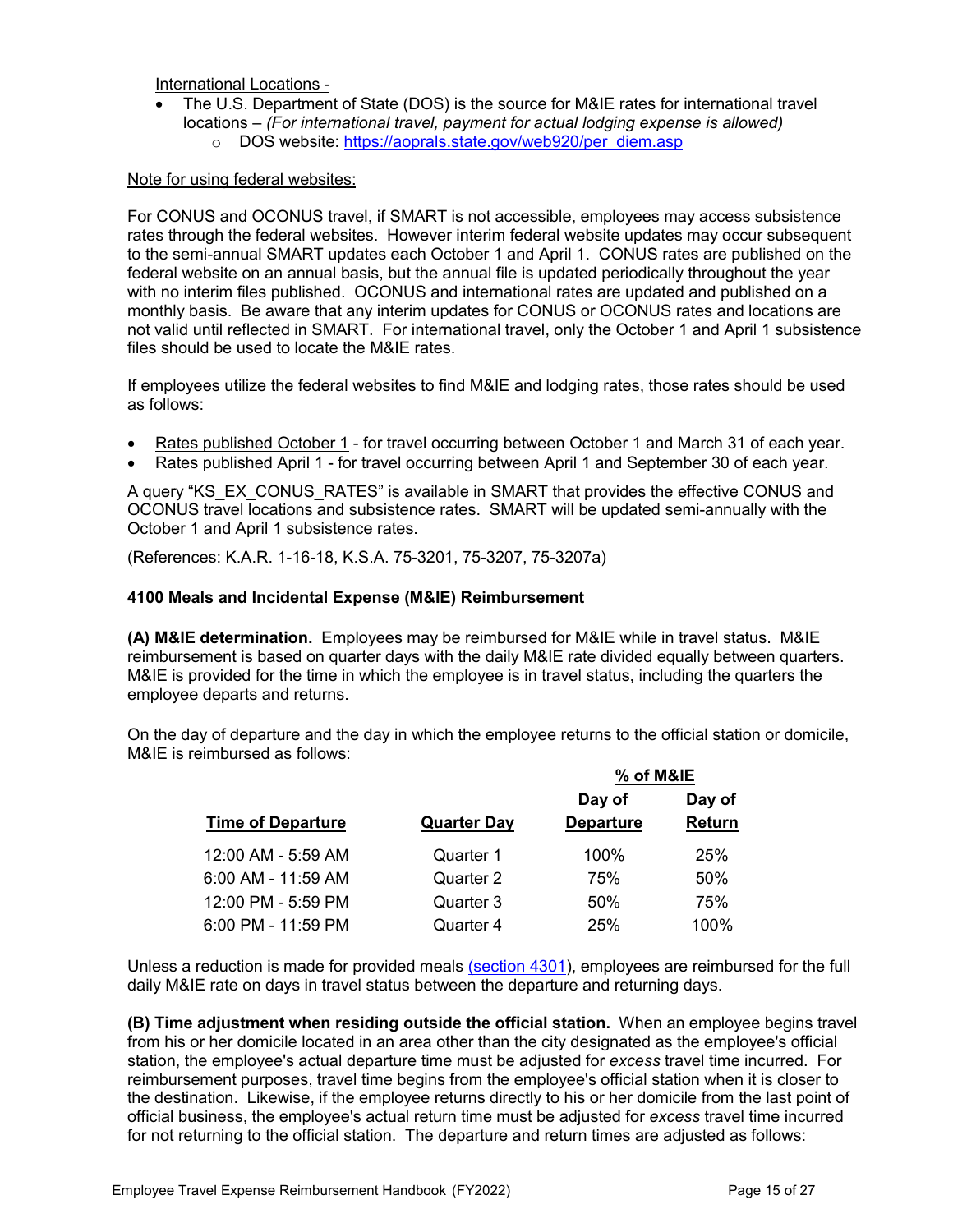International Locations -

- The U.S. Department of State (DOS) is the source for M&IE rates for international travel locations – *(For international travel, payment for actual lodging expense is allowed)*
  - DOS website: [https://aoprals.state.gov/web920/per_diem.asp](https://aoprals.state.gov/web920/per_diem.asp)

Note for using federal websites:

For CONUS and OCONUS travel, if SMART is not accessible, employees may access subsistence rates through the federal websites. However interim federal website updates may occur subsequent to the semi-annual SMART updates each October 1 and April 1. CONUS rates are published on the federal website on an annual basis, but the annual file is updated periodically throughout the year with no interim files published. OCONUS and international rates are updated and published on a monthly basis. Be aware that any interim updates for CONUS or OCONUS rates and locations are not valid until reflected in SMART. For international travel, only the October 1 and April 1 subsistence files should be used to locate the M&IE rates.

If employees utilize the federal websites to find M&IE and lodging rates, those rates should be used as follows:

- Rates published October 1 - for travel occurring between October 1 and March 31 of each year.
- Rates published April 1 - for travel occurring between April 1 and September 30 of each year.

A query "KS_EX_CONUS_RATES" is available in SMART that provides the effective CONUS and OCONUS travel locations and subsistence rates. SMART will be updated semi-annually with the October 1 and April 1 subsistence rates.

(References: K.A.R. 1-16-18, K.S.A. 75-3201, 75-3207, 75-3207a)

### 4100 Meals and Incidental Expense (M&IE) Reimbursement

**(A) M&IE determination.** Employees may be reimbursed for M&IE while in travel status. M&IE reimbursement is based on quarter days with the daily M&IE rate divided equally between quarters. M&IE is provided for the time in which the employee is in travel status, including the quarters the employee departs and returns.

On the day of departure and the day in which the employee returns to the official station or domicile, M&IE is reimbursed as follows:

| | | % of M&IE | |
|---|---|---|---|
| **Time of Departure** | **Quarter Day** | **Day of Departure** | **Day of Return** |
| 12:00 AM - 5:59 AM | Quarter 1 | 100% | 25% |
| 6:00 AM - 11:59 AM | Quarter 2 | 75% | 50% |
| 12:00 PM - 5:59 PM | Quarter 3 | 50% | 75% |
| 6:00 PM - 11:59 PM | Quarter 4 | 25% | 100% |

Unless a reduction is made for provided meals [(section 4301)](#), employees are reimbursed for the full daily M&IE rate on days in travel status between the departure and returning days.

**(B) Time adjustment when residing outside the official station.** When an employee begins travel from his or her domicile located in an area other than the city designated as the employee's official station, the employee's actual departure time must be adjusted for *excess* travel time incurred. For reimbursement purposes, travel time begins from the employee's official station when it is closer to the destination. Likewise, if the employee returns directly to his or her domicile from the last point of official business, the employee's actual return time must be adjusted for *excess* travel time incurred for not returning to the official station. The departure and return times are adjusted as follows: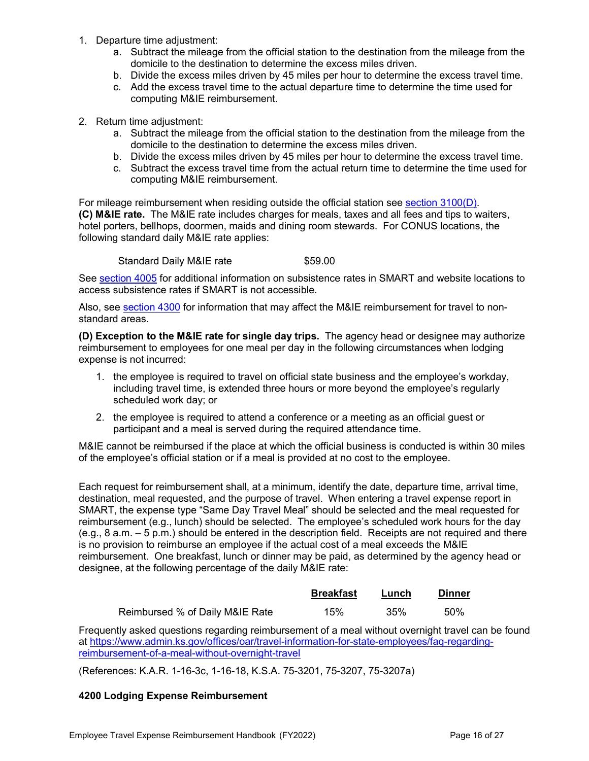1. Departure time adjustment:
   a. Subtract the mileage from the official station to the destination from the mileage from the domicile to the destination to determine the excess miles driven.
   b. Divide the excess miles driven by 45 miles per hour to determine the excess travel time.
   c. Add the excess travel time to the actual departure time to determine the time used for computing M&IE reimbursement.

2. Return time adjustment:
   a. Subtract the mileage from the official station to the destination from the mileage from the domicile to the destination to determine the excess miles driven.
   b. Divide the excess miles driven by 45 miles per hour to determine the excess travel time.
   c. Subtract the excess travel time from the actual return time to determine the time used for computing M&IE reimbursement.

For mileage reimbursement when residing outside the official station see section 3100(D).

**(C) M&IE rate.** The M&IE rate includes charges for meals, taxes and all fees and tips to waiters, hotel porters, bellhops, doormen, maids and dining room stewards. For CONUS locations, the following standard daily M&IE rate applies:

| | |
|---|---|
| Standard Daily M&IE rate | $59.00 |

See section 4005 for additional information on subsistence rates in SMART and website locations to access subsistence rates if SMART is not accessible.

Also, see section 4300 for information that may affect the M&IE reimbursement for travel to non-standard areas.

**(D) Exception to the M&IE rate for single day trips.** The agency head or designee may authorize reimbursement to employees for one meal per day in the following circumstances when lodging expense is not incurred:

1. the employee is required to travel on official state business and the employee's workday, including travel time, is extended three hours or more beyond the employee's regularly scheduled work day; or

2. the employee is required to attend a conference or a meeting as an official guest or participant and a meal is served during the required attendance time.

M&IE cannot be reimbursed if the place at which the official business is conducted is within 30 miles of the employee's official station or if a meal is provided at no cost to the employee.

Each request for reimbursement shall, at a minimum, identify the date, departure time, arrival time, destination, meal requested, and the purpose of travel. When entering a travel expense report in SMART, the expense type "Same Day Travel Meal" should be selected and the meal requested for reimbursement (e.g., lunch) should be selected. The employee's scheduled work hours for the day (e.g., 8 a.m. – 5 p.m.) should be entered in the description field. Receipts are not required and there is no provision to reimburse an employee if the actual cost of a meal exceeds the M&IE reimbursement. One breakfast, lunch or dinner may be paid, as determined by the agency head or designee, at the following percentage of the daily M&IE rate:

| | Breakfast | Lunch | Dinner |
|---|---|---|---|
| Reimbursed % of Daily M&IE Rate | 15% | 35% | 50% |

Frequently asked questions regarding reimbursement of a meal without overnight travel can be found at https://www.admin.ks.gov/offices/oar/travel-information-for-state-employees/faq-regarding-reimbursement-of-a-meal-without-overnight-travel

(References: K.A.R. 1-16-3c, 1-16-18, K.S.A. 75-3201, 75-3207, 75-3207a)

### 4200 Lodging Expense Reimbursement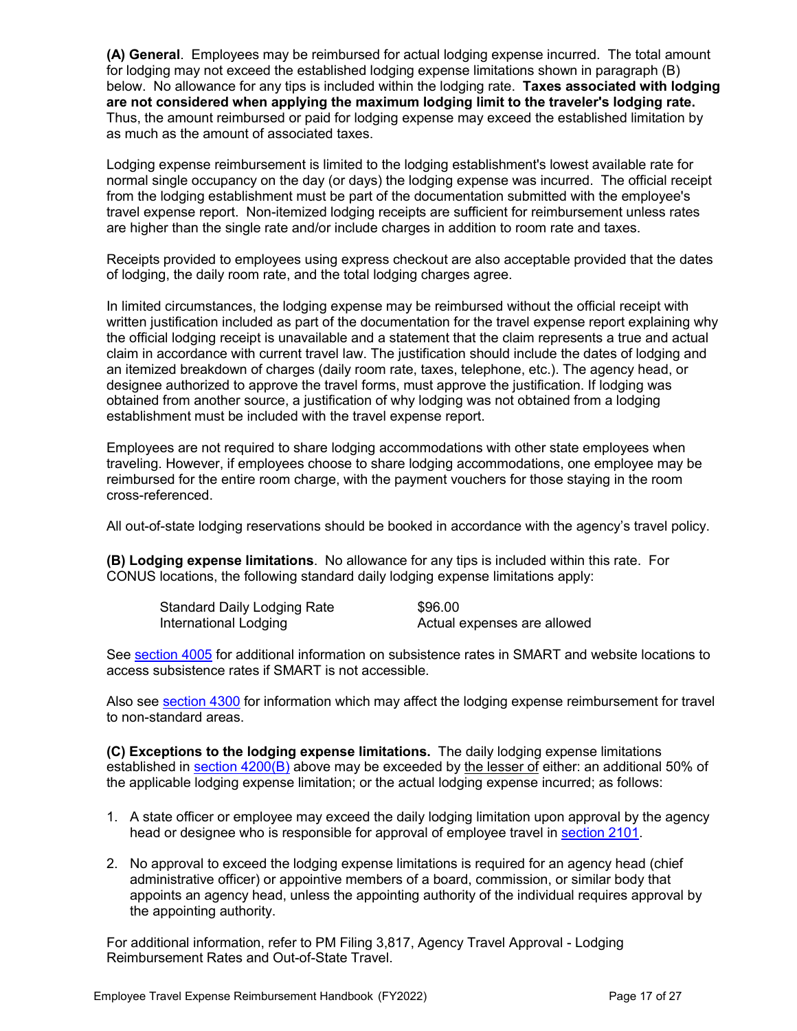**(A) General**. Employees may be reimbursed for actual lodging expense incurred. The total amount for lodging may not exceed the established lodging expense limitations shown in paragraph (B) below. No allowance for any tips is included within the lodging rate. **Taxes associated with lodging are not considered when applying the maximum lodging limit to the traveler's lodging rate.** Thus, the amount reimbursed or paid for lodging expense may exceed the established limitation by as much as the amount of associated taxes.

Lodging expense reimbursement is limited to the lodging establishment's lowest available rate for normal single occupancy on the day (or days) the lodging expense was incurred. The official receipt from the lodging establishment must be part of the documentation submitted with the employee's travel expense report. Non-itemized lodging receipts are sufficient for reimbursement unless rates are higher than the single rate and/or include charges in addition to room rate and taxes.

Receipts provided to employees using express checkout are also acceptable provided that the dates of lodging, the daily room rate, and the total lodging charges agree.

In limited circumstances, the lodging expense may be reimbursed without the official receipt with written justification included as part of the documentation for the travel expense report explaining why the official lodging receipt is unavailable and a statement that the claim represents a true and actual claim in accordance with current travel law. The justification should include the dates of lodging and an itemized breakdown of charges (daily room rate, taxes, telephone, etc.). The agency head, or designee authorized to approve the travel forms, must approve the justification. If lodging was obtained from another source, a justification of why lodging was not obtained from a lodging establishment must be included with the travel expense report.

Employees are not required to share lodging accommodations with other state employees when traveling. However, if employees choose to share lodging accommodations, one employee may be reimbursed for the entire room charge, with the payment vouchers for those staying in the room cross-referenced.

All out-of-state lodging reservations should be booked in accordance with the agency's travel policy.

**(B) Lodging expense limitations**. No allowance for any tips is included within this rate. For CONUS locations, the following standard daily lodging expense limitations apply:

| | |
|---|---|
| Standard Daily Lodging Rate | $96.00 |
| International Lodging | Actual expenses are allowed |

See section 4005 for additional information on subsistence rates in SMART and website locations to access subsistence rates if SMART is not accessible.

Also see section 4300 for information which may affect the lodging expense reimbursement for travel to non-standard areas.

**(C) Exceptions to the lodging expense limitations.** The daily lodging expense limitations established in section 4200(B) above may be exceeded by the lesser of either: an additional 50% of the applicable lodging expense limitation; or the actual lodging expense incurred; as follows:

1. A state officer or employee may exceed the daily lodging limitation upon approval by the agency head or designee who is responsible for approval of employee travel in section 2101.
2. No approval to exceed the lodging expense limitations is required for an agency head (chief administrative officer) or appointive members of a board, commission, or similar body that appoints an agency head, unless the appointing authority of the individual requires approval by the appointing authority.

For additional information, refer to PM Filing 3,817, Agency Travel Approval - Lodging Reimbursement Rates and Out-of-State Travel.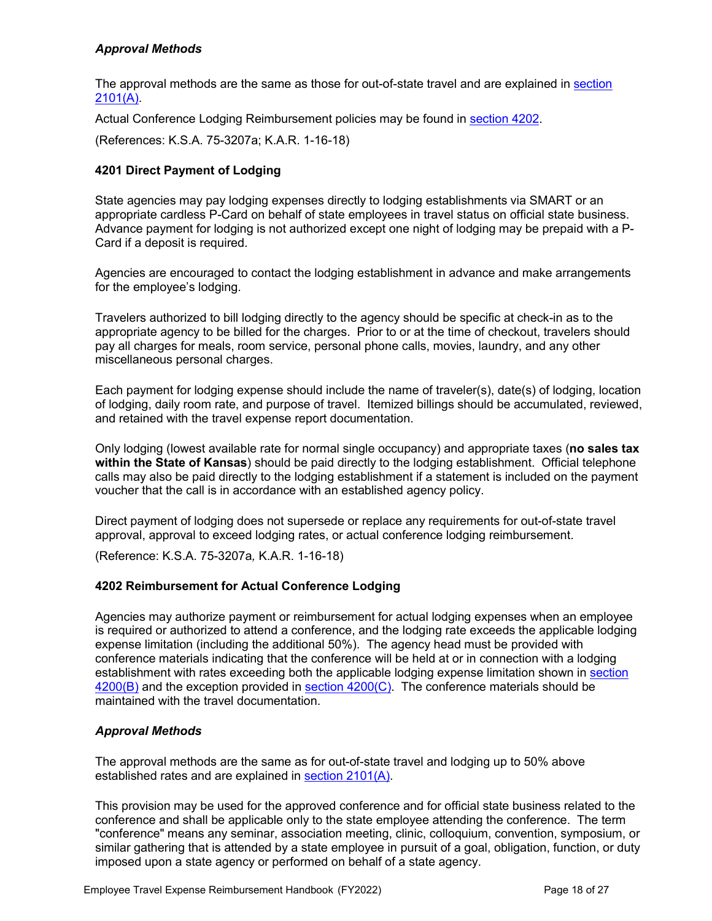### *Approval Methods*

The approval methods are the same as those for out-of-state travel and are explained in section 2101(A).

Actual Conference Lodging Reimbursement policies may be found in section 4202.

(References: K.S.A. 75-3207a; K.A.R. 1-16-18)

### 4201 Direct Payment of Lodging

State agencies may pay lodging expenses directly to lodging establishments via SMART or an appropriate cardless P-Card on behalf of state employees in travel status on official state business. Advance payment for lodging is not authorized except one night of lodging may be prepaid with a P-Card if a deposit is required.

Agencies are encouraged to contact the lodging establishment in advance and make arrangements for the employee's lodging.

Travelers authorized to bill lodging directly to the agency should be specific at check-in as to the appropriate agency to be billed for the charges. Prior to or at the time of checkout, travelers should pay all charges for meals, room service, personal phone calls, movies, laundry, and any other miscellaneous personal charges.

Each payment for lodging expense should include the name of traveler(s), date(s) of lodging, location of lodging, daily room rate, and purpose of travel. Itemized billings should be accumulated, reviewed, and retained with the travel expense report documentation.

Only lodging (lowest available rate for normal single occupancy) and appropriate taxes (**no sales tax within the State of Kansas**) should be paid directly to the lodging establishment. Official telephone calls may also be paid directly to the lodging establishment if a statement is included on the payment voucher that the call is in accordance with an established agency policy.

Direct payment of lodging does not supersede or replace any requirements for out-of-state travel approval, approval to exceed lodging rates, or actual conference lodging reimbursement.

(Reference: K.S.A. 75-3207*a,* K.A.R. 1-16-18)

### 4202 Reimbursement for Actual Conference Lodging

Agencies may authorize payment or reimbursement for actual lodging expenses when an employee is required or authorized to attend a conference, and the lodging rate exceeds the applicable lodging expense limitation (including the additional 50%). The agency head must be provided with conference materials indicating that the conference will be held at or in connection with a lodging establishment with rates exceeding both the applicable lodging expense limitation shown in section 4200(B) and the exception provided in section 4200(C). The conference materials should be maintained with the travel documentation.

### *Approval Methods*

The approval methods are the same as for out-of-state travel and lodging up to 50% above established rates and are explained in section 2101(A).

This provision may be used for the approved conference and for official state business related to the conference and shall be applicable only to the state employee attending the conference. The term "conference" means any seminar, association meeting, clinic, colloquium, convention, symposium, or similar gathering that is attended by a state employee in pursuit of a goal, obligation, function, or duty imposed upon a state agency or performed on behalf of a state agency.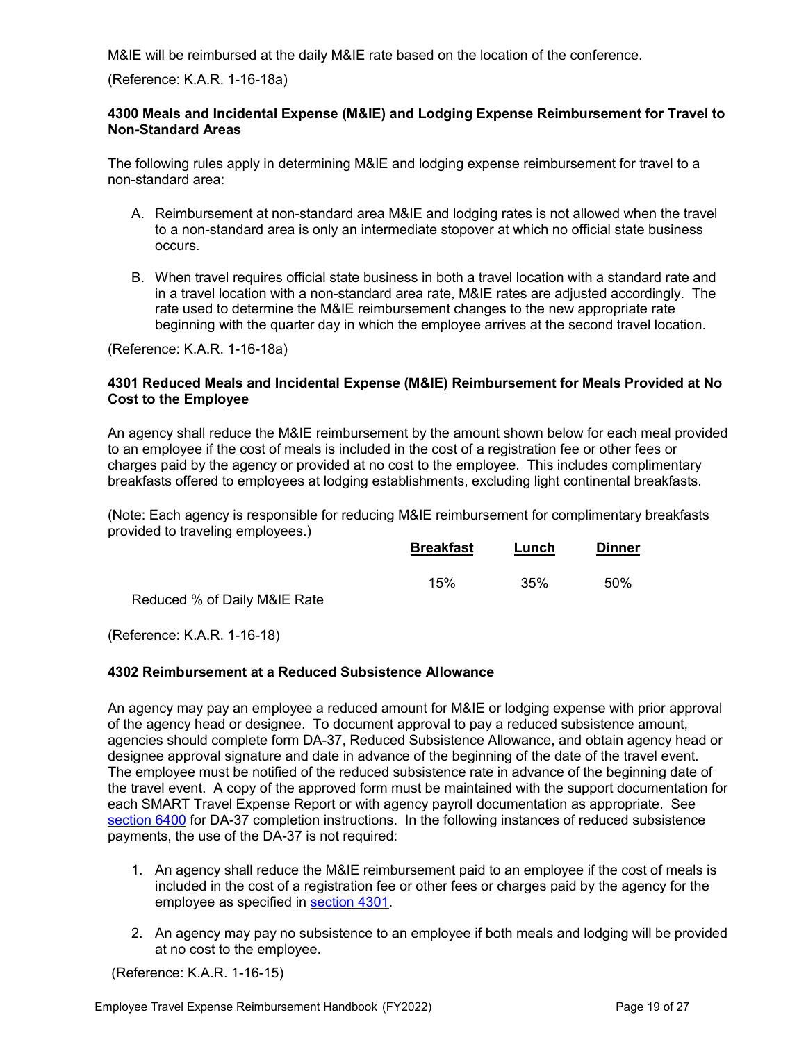M&IE will be reimbursed at the daily M&IE rate based on the location of the conference.

(Reference: K.A.R. 1-16-18a)

**4300 Meals and Incidental Expense (M&IE) and Lodging Expense Reimbursement for Travel to Non-Standard Areas**

The following rules apply in determining M&IE and lodging expense reimbursement for travel to a non-standard area:

A. Reimbursement at non-standard area M&IE and lodging rates is not allowed when the travel to a non-standard area is only an intermediate stopover at which no official state business occurs.

B. When travel requires official state business in both a travel location with a standard rate and in a travel location with a non-standard area rate, M&IE rates are adjusted accordingly. The rate used to determine the M&IE reimbursement changes to the new appropriate rate beginning with the quarter day in which the employee arrives at the second travel location.

(Reference: K.A.R. 1-16-18a)

**4301 Reduced Meals and Incidental Expense (M&IE) Reimbursement for Meals Provided at No Cost to the Employee**

An agency shall reduce the M&IE reimbursement by the amount shown below for each meal provided to an employee if the cost of meals is included in the cost of a registration fee or other fees or charges paid by the agency or provided at no cost to the employee. This includes complimentary breakfasts offered to employees at lodging establishments, excluding light continental breakfasts.

(Note: Each agency is responsible for reducing M&IE reimbursement for complimentary breakfasts provided to traveling employees.)

| | Breakfast | Lunch | Dinner |
|---|---|---|---|
| Reduced % of Daily M&IE Rate | 15% | 35% | 50% |

(Reference: K.A.R. 1-16-18)

**4302 Reimbursement at a Reduced Subsistence Allowance**

An agency may pay an employee a reduced amount for M&IE or lodging expense with prior approval of the agency head or designee. To document approval to pay a reduced subsistence amount, agencies should complete form DA-37, Reduced Subsistence Allowance, and obtain agency head or designee approval signature and date in advance of the beginning of the date of the travel event. The employee must be notified of the reduced subsistence rate in advance of the beginning date of the travel event. A copy of the approved form must be maintained with the support documentation for each SMART Travel Expense Report or with agency payroll documentation as appropriate. See section 6400 for DA-37 completion instructions. In the following instances of reduced subsistence payments, the use of the DA-37 is not required:

1. An agency shall reduce the M&IE reimbursement paid to an employee if the cost of meals is included in the cost of a registration fee or other fees or charges paid by the agency for the employee as specified in section 4301.

2. An agency may pay no subsistence to an employee if both meals and lodging will be provided at no cost to the employee.

(Reference: K.A.R. 1-16-15)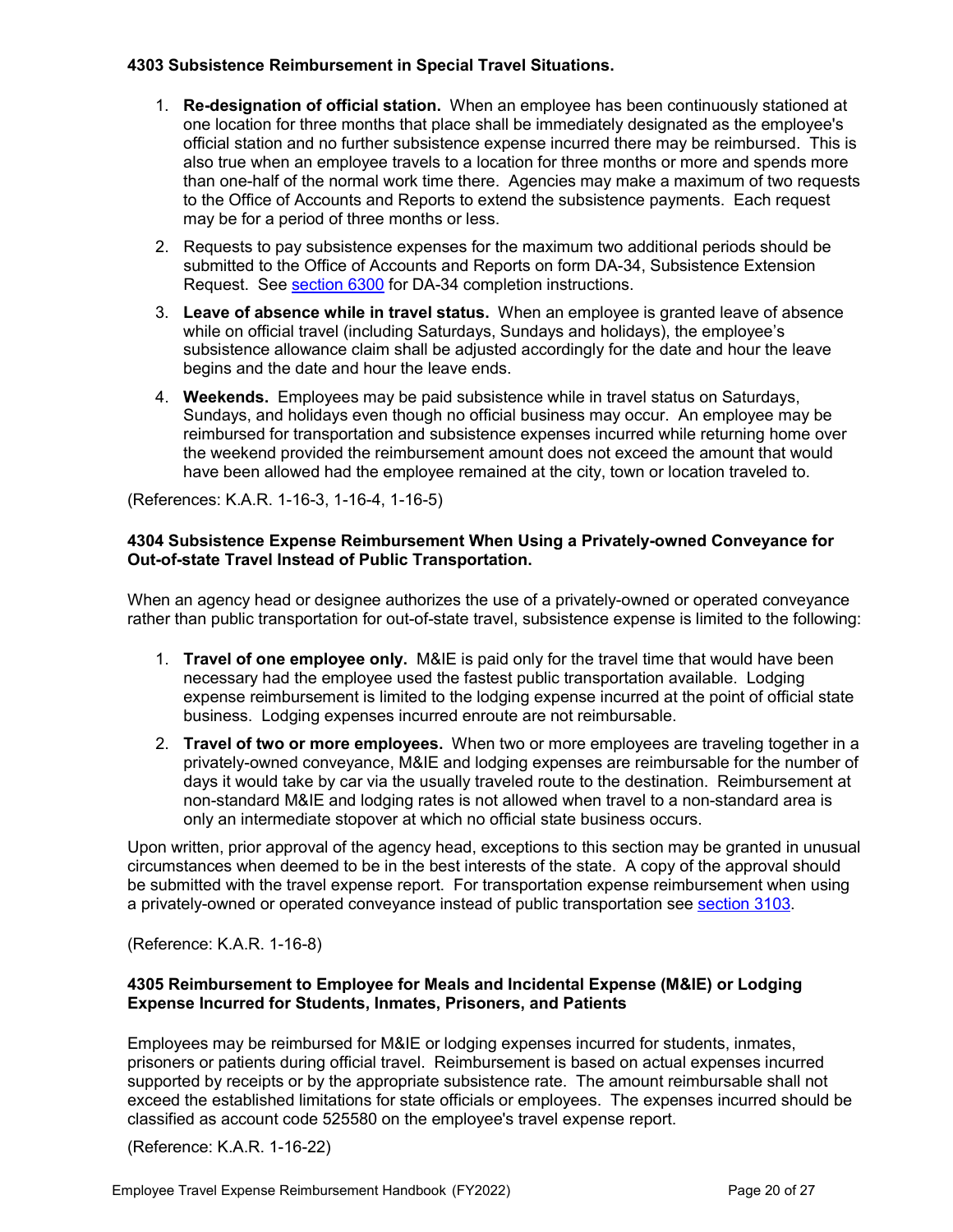### 4303 Subsistence Reimbursement in Special Travel Situations.

1. **Re-designation of official station.** When an employee has been continuously stationed at one location for three months that place shall be immediately designated as the employee's official station and no further subsistence expense incurred there may be reimbursed. This is also true when an employee travels to a location for three months or more and spends more than one-half of the normal work time there. Agencies may make a maximum of two requests to the Office of Accounts and Reports to extend the subsistence payments. Each request may be for a period of three months or less.
2. Requests to pay subsistence expenses for the maximum two additional periods should be submitted to the Office of Accounts and Reports on form DA-34, Subsistence Extension Request. See section 6300 for DA-34 completion instructions.
3. **Leave of absence while in travel status.** When an employee is granted leave of absence while on official travel (including Saturdays, Sundays and holidays), the employee's subsistence allowance claim shall be adjusted accordingly for the date and hour the leave begins and the date and hour the leave ends.
4. **Weekends.** Employees may be paid subsistence while in travel status on Saturdays, Sundays, and holidays even though no official business may occur. An employee may be reimbursed for transportation and subsistence expenses incurred while returning home over the weekend provided the reimbursement amount does not exceed the amount that would have been allowed had the employee remained at the city, town or location traveled to.

(References: K.A.R. 1-16-3, 1-16-4, 1-16-5)

### 4304 Subsistence Expense Reimbursement When Using a Privately-owned Conveyance for Out-of-state Travel Instead of Public Transportation.

When an agency head or designee authorizes the use of a privately-owned or operated conveyance rather than public transportation for out-of-state travel, subsistence expense is limited to the following:

1. **Travel of one employee only.** M&IE is paid only for the travel time that would have been necessary had the employee used the fastest public transportation available. Lodging expense reimbursement is limited to the lodging expense incurred at the point of official state business. Lodging expenses incurred enroute are not reimbursable.
2. **Travel of two or more employees.** When two or more employees are traveling together in a privately-owned conveyance, M&IE and lodging expenses are reimbursable for the number of days it would take by car via the usually traveled route to the destination. Reimbursement at non-standard M&IE and lodging rates is not allowed when travel to a non-standard area is only an intermediate stopover at which no official state business occurs.

Upon written, prior approval of the agency head, exceptions to this section may be granted in unusual circumstances when deemed to be in the best interests of the state. A copy of the approval should be submitted with the travel expense report. For transportation expense reimbursement when using a privately-owned or operated conveyance instead of public transportation see section 3103.

(Reference: K.A.R. 1-16-8)

### 4305 Reimbursement to Employee for Meals and Incidental Expense (M&IE) or Lodging Expense Incurred for Students, Inmates, Prisoners, and Patients

Employees may be reimbursed for M&IE or lodging expenses incurred for students, inmates, prisoners or patients during official travel. Reimbursement is based on actual expenses incurred supported by receipts or by the appropriate subsistence rate. The amount reimbursable shall not exceed the established limitations for state officials or employees. The expenses incurred should be classified as account code 525580 on the employee's travel expense report.

(Reference: K.A.R. 1-16-22)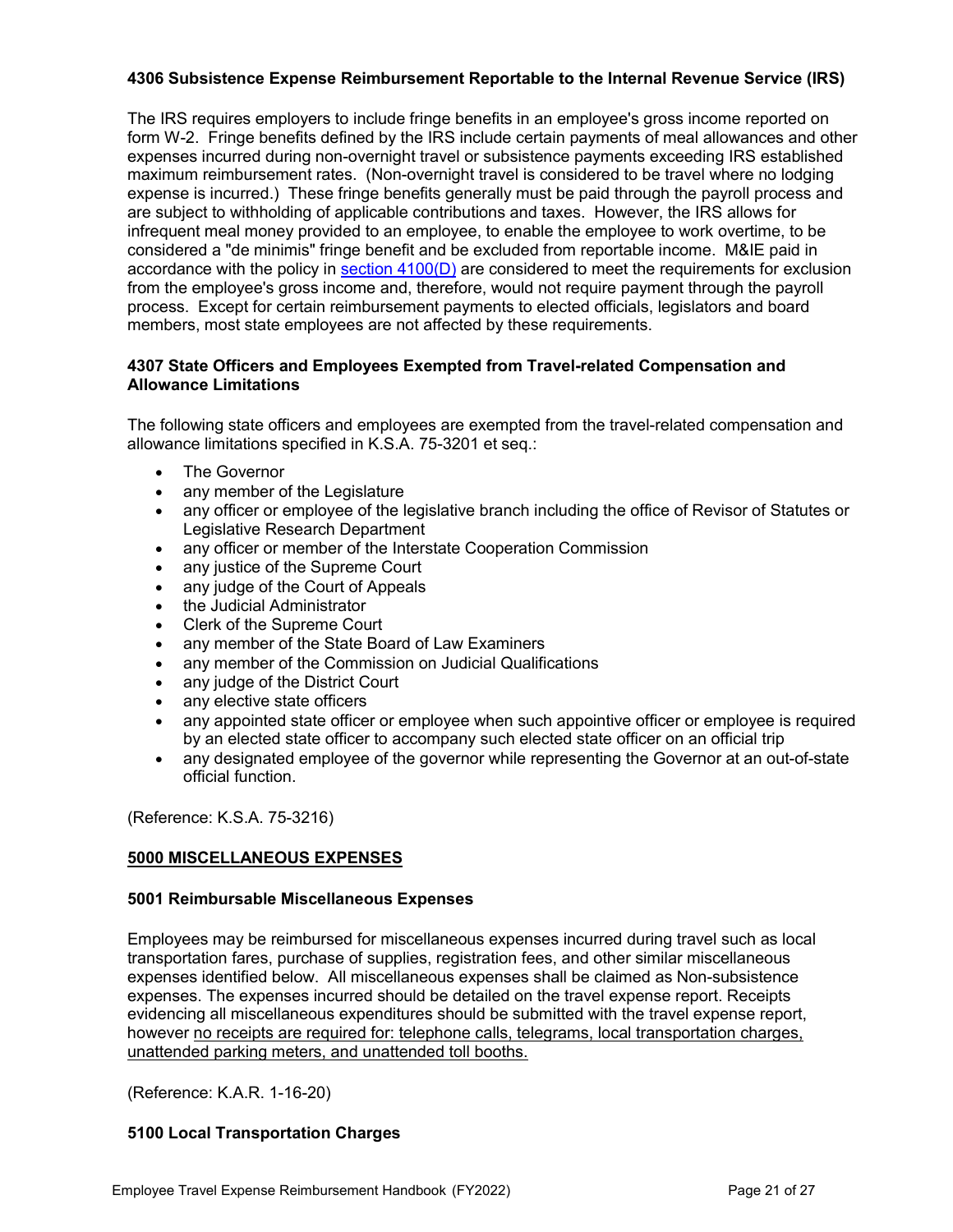### 4306 Subsistence Expense Reimbursement Reportable to the Internal Revenue Service (IRS)

The IRS requires employers to include fringe benefits in an employee's gross income reported on form W-2. Fringe benefits defined by the IRS include certain payments of meal allowances and other expenses incurred during non-overnight travel or subsistence payments exceeding IRS established maximum reimbursement rates. (Non-overnight travel is considered to be travel where no lodging expense is incurred.) These fringe benefits generally must be paid through the payroll process and are subject to withholding of applicable contributions and taxes. However, the IRS allows for infrequent meal money provided to an employee, to enable the employee to work overtime, to be considered a "de minimis" fringe benefit and be excluded from reportable income. M&IE paid in accordance with the policy in section 4100(D) are considered to meet the requirements for exclusion from the employee's gross income and, therefore, would not require payment through the payroll process. Except for certain reimbursement payments to elected officials, legislators and board members, most state employees are not affected by these requirements.

### 4307 State Officers and Employees Exempted from Travel-related Compensation and Allowance Limitations

The following state officers and employees are exempted from the travel-related compensation and allowance limitations specified in K.S.A. 75-3201 et seq.:

- The Governor
- any member of the Legislature
- any officer or employee of the legislative branch including the office of Revisor of Statutes or Legislative Research Department
- any officer or member of the Interstate Cooperation Commission
- any justice of the Supreme Court
- any judge of the Court of Appeals
- the Judicial Administrator
- Clerk of the Supreme Court
- any member of the State Board of Law Examiners
- any member of the Commission on Judicial Qualifications
- any judge of the District Court
- any elective state officers
- any appointed state officer or employee when such appointive officer or employee is required by an elected state officer to accompany such elected state officer on an official trip
- any designated employee of the governor while representing the Governor at an out-of-state official function.

(Reference: K.S.A. 75-3216)

## 5000 MISCELLANEOUS EXPENSES

### 5001 Reimbursable Miscellaneous Expenses

Employees may be reimbursed for miscellaneous expenses incurred during travel such as local transportation fares, purchase of supplies, registration fees, and other similar miscellaneous expenses identified below. All miscellaneous expenses shall be claimed as Non-subsistence expenses. The expenses incurred should be detailed on the travel expense report. Receipts evidencing all miscellaneous expenditures should be submitted with the travel expense report, however no receipts are required for: telephone calls, telegrams, local transportation charges, unattended parking meters, and unattended toll booths.

(Reference: K.A.R. 1-16-20)

### 5100 Local Transportation Charges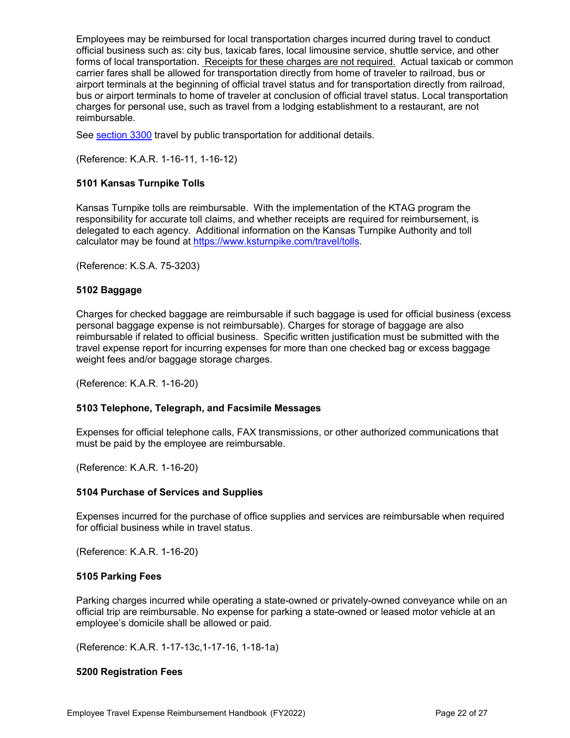Employees may be reimbursed for local transportation charges incurred during travel to conduct official business such as: city bus, taxicab fares, local limousine service, shuttle service, and other forms of local transportation. Receipts for these charges are not required. Actual taxicab or common carrier fares shall be allowed for transportation directly from home of traveler to railroad, bus or airport terminals at the beginning of official travel status and for transportation directly from railroad, bus or airport terminals to home of traveler at conclusion of official travel status. Local transportation charges for personal use, such as travel from a lodging establishment to a restaurant, are not reimbursable.

See [section 3300](#) travel by public transportation for additional details.

(Reference: K.A.R. 1-16-11, 1-16-12)

### 5101 Kansas Turnpike Tolls

Kansas Turnpike tolls are reimbursable. With the implementation of the KTAG program the responsibility for accurate toll claims, and whether receipts are required for reimbursement, is delegated to each agency. Additional information on the Kansas Turnpike Authority and toll calculator may be found at [https://www.ksturnpike.com/travel/tolls](https://www.ksturnpike.com/travel/tolls).

(Reference: K.S.A. 75-3203)

### 5102 Baggage

Charges for checked baggage are reimbursable if such baggage is used for official business (excess personal baggage expense is not reimbursable). Charges for storage of baggage are also reimbursable if related to official business. Specific written justification must be submitted with the travel expense report for incurring expenses for more than one checked bag or excess baggage weight fees and/or baggage storage charges.

(Reference: K.A.R. 1-16-20)

### 5103 Telephone, Telegraph, and Facsimile Messages

Expenses for official telephone calls, FAX transmissions, or other authorized communications that must be paid by the employee are reimbursable.

(Reference: K.A.R. 1-16-20)

### 5104 Purchase of Services and Supplies

Expenses incurred for the purchase of office supplies and services are reimbursable when required for official business while in travel status.

(Reference: K.A.R. 1-16-20)

### 5105 Parking Fees

Parking charges incurred while operating a state-owned or privately-owned conveyance while on an official trip are reimbursable. No expense for parking a state-owned or leased motor vehicle at an employee's domicile shall be allowed or paid.

(Reference: K.A.R. 1-17-13c,1-17-16, 1-18-1a)

### 5200 Registration Fees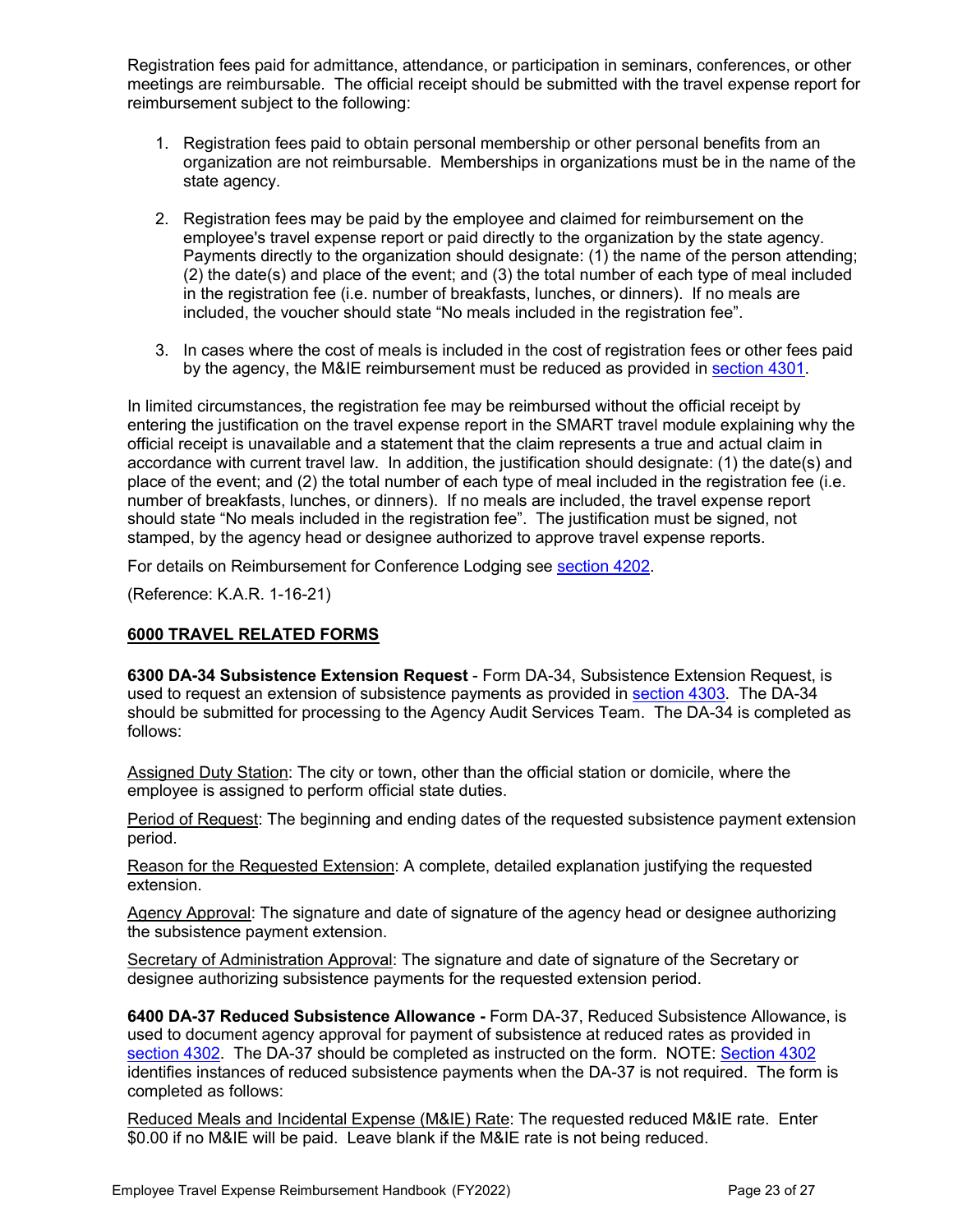Registration fees paid for admittance, attendance, or participation in seminars, conferences, or other meetings are reimbursable. The official receipt should be submitted with the travel expense report for reimbursement subject to the following:

1. Registration fees paid to obtain personal membership or other personal benefits from an organization are not reimbursable. Memberships in organizations must be in the name of the state agency.

2. Registration fees may be paid by the employee and claimed for reimbursement on the employee's travel expense report or paid directly to the organization by the state agency. Payments directly to the organization should designate: (1) the name of the person attending; (2) the date(s) and place of the event; and (3) the total number of each type of meal included in the registration fee (i.e. number of breakfasts, lunches, or dinners). If no meals are included, the voucher should state "No meals included in the registration fee".

3. In cases where the cost of meals is included in the cost of registration fees or other fees paid by the agency, the M&IE reimbursement must be reduced as provided in section 4301.

In limited circumstances, the registration fee may be reimbursed without the official receipt by entering the justification on the travel expense report in the SMART travel module explaining why the official receipt is unavailable and a statement that the claim represents a true and actual claim in accordance with current travel law. In addition, the justification should designate: (1) the date(s) and place of the event; and (2) the total number of each type of meal included in the registration fee (i.e. number of breakfasts, lunches, or dinners). If no meals are included, the travel expense report should state "No meals included in the registration fee". The justification must be signed, not stamped, by the agency head or designee authorized to approve travel expense reports.

For details on Reimbursement for Conference Lodging see section 4202.

(Reference: K.A.R. 1-16-21)

## 6000 TRAVEL RELATED FORMS

**6300 DA-34 Subsistence Extension Request** - Form DA-34, Subsistence Extension Request, is used to request an extension of subsistence payments as provided in section 4303. The DA-34 should be submitted for processing to the Agency Audit Services Team. The DA-34 is completed as follows:

Assigned Duty Station: The city or town, other than the official station or domicile, where the employee is assigned to perform official state duties.

Period of Request: The beginning and ending dates of the requested subsistence payment extension period.

Reason for the Requested Extension: A complete, detailed explanation justifying the requested extension.

Agency Approval: The signature and date of signature of the agency head or designee authorizing the subsistence payment extension.

Secretary of Administration Approval: The signature and date of signature of the Secretary or designee authorizing subsistence payments for the requested extension period.

**6400 DA-37 Reduced Subsistence Allowance -** Form DA-37, Reduced Subsistence Allowance, is used to document agency approval for payment of subsistence at reduced rates as provided in section 4302. The DA-37 should be completed as instructed on the form. NOTE: Section 4302 identifies instances of reduced subsistence payments when the DA-37 is not required. The form is completed as follows:

Reduced Meals and Incidental Expense (M&IE) Rate: The requested reduced M&IE rate. Enter $0.00 if no M&IE will be paid. Leave blank if the M&IE rate is not being reduced.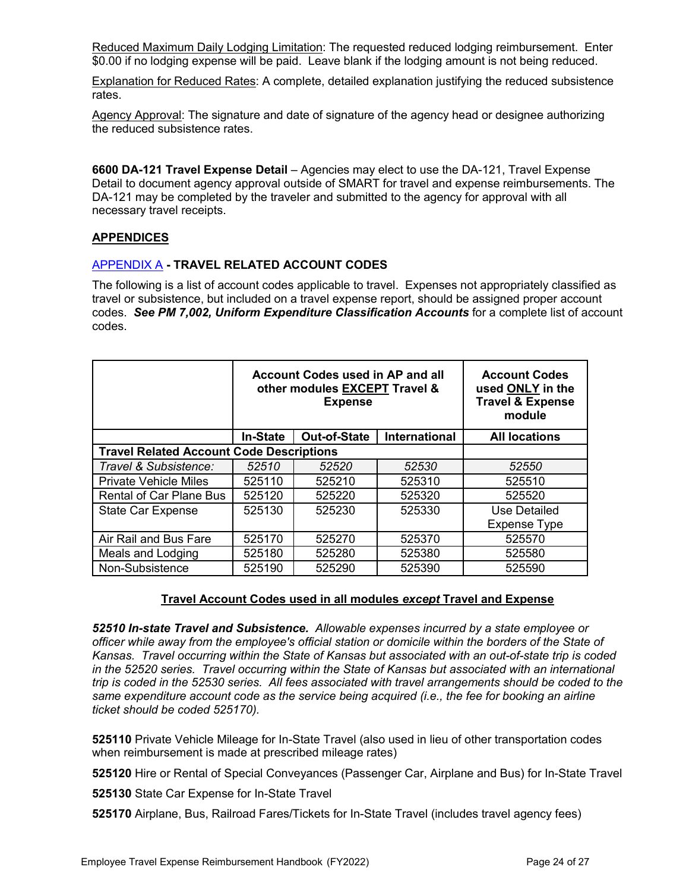Reduced Maximum Daily Lodging Limitation: The requested reduced lodging reimbursement. Enter $0.00 if no lodging expense will be paid. Leave blank if the lodging amount is not being reduced.

Explanation for Reduced Rates: A complete, detailed explanation justifying the reduced subsistence rates.

Agency Approval: The signature and date of signature of the agency head or designee authorizing the reduced subsistence rates.

**6600 DA-121 Travel Expense Detail** – Agencies may elect to use the DA-121, Travel Expense Detail to document agency approval outside of SMART for travel and expense reimbursements. The DA-121 may be completed by the traveler and submitted to the agency for approval with all necessary travel receipts.

## APPENDICES

### APPENDIX A - TRAVEL RELATED ACCOUNT CODES

The following is a list of account codes applicable to travel. Expenses not appropriately classified as travel or subsistence, but included on a travel expense report, should be assigned proper account codes. ***See PM 7,002, Uniform Expenditure Classification Accounts*** for a complete list of account codes.

| | **Account Codes used in AP and all other modules EXCEPT Travel & Expense** | | | **Account Codes used ONLY in the Travel & Expense module** |
|---|---|---|---|---|
| | **In-State** | **Out-of-State** | **International** | **All locations** |
| **Travel Related Account Code Descriptions** | | | | |
| *Travel & Subsistence:* | *52510* | *52520* | *52530* | *52550* |
| Private Vehicle Miles | 525110 | 525210 | 525310 | 525510 |
| Rental of Car Plane Bus | 525120 | 525220 | 525320 | 525520 |
| State Car Expense | 525130 | 525230 | 525330 | Use Detailed Expense Type |
| Air Rail and Bus Fare | 525170 | 525270 | 525370 | 525570 |
| Meals and Lodging | 525180 | 525280 | 525380 | 525580 |
| Non-Subsistence | 525190 | 525290 | 525390 | 525590 |

**Travel Account Codes used in all modules *except* Travel and Expense**

***52510 In-state Travel and Subsistence.*** *Allowable expenses incurred by a state employee or officer while away from the employee's official station or domicile within the borders of the State of Kansas. Travel occurring within the State of Kansas but associated with an out-of-state trip is coded in the 52520 series. Travel occurring within the State of Kansas but associated with an international trip is coded in the 52530 series. All fees associated with travel arrangements should be coded to the same expenditure account code as the service being acquired (i.e., the fee for booking an airline ticket should be coded 525170).*

**525110** Private Vehicle Mileage for In-State Travel (also used in lieu of other transportation codes when reimbursement is made at prescribed mileage rates)

**525120** Hire or Rental of Special Conveyances (Passenger Car, Airplane and Bus) for In-State Travel

**525130** State Car Expense for In-State Travel

**525170** Airplane, Bus, Railroad Fares/Tickets for In-State Travel (includes travel agency fees)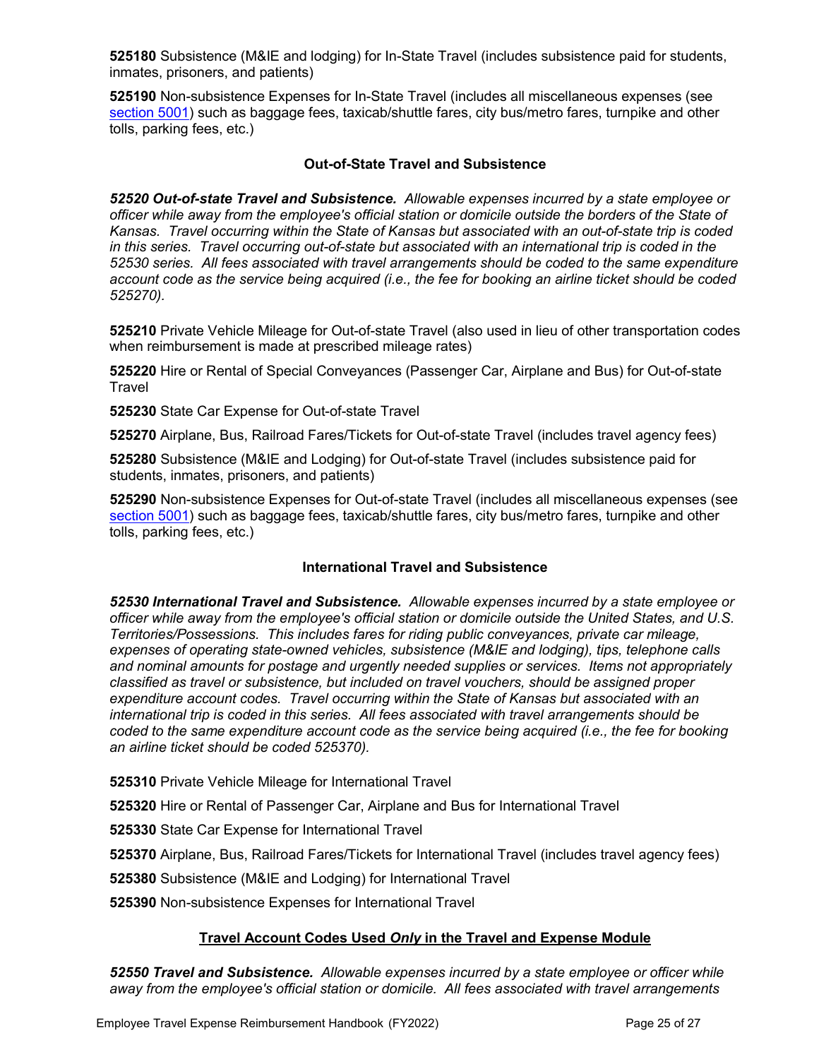**525180** Subsistence (M&IE and lodging) for In-State Travel (includes subsistence paid for students, inmates, prisoners, and patients)

**525190** Non-subsistence Expenses for In-State Travel (includes all miscellaneous expenses (see section 5001) such as baggage fees, taxicab/shuttle fares, city bus/metro fares, turnpike and other tolls, parking fees, etc.)

### Out-of-State Travel and Subsistence

***52520 Out-of-state Travel and Subsistence.*** *Allowable expenses incurred by a state employee or officer while away from the employee's official station or domicile outside the borders of the State of Kansas. Travel occurring within the State of Kansas but associated with an out-of-state trip is coded in this series. Travel occurring out-of-state but associated with an international trip is coded in the 52530 series. All fees associated with travel arrangements should be coded to the same expenditure account code as the service being acquired (i.e., the fee for booking an airline ticket should be coded 525270).*

**525210** Private Vehicle Mileage for Out-of-state Travel (also used in lieu of other transportation codes when reimbursement is made at prescribed mileage rates)

**525220** Hire or Rental of Special Conveyances (Passenger Car, Airplane and Bus) for Out-of-state Travel

**525230** State Car Expense for Out-of-state Travel

**525270** Airplane, Bus, Railroad Fares/Tickets for Out-of-state Travel (includes travel agency fees)

**525280** Subsistence (M&IE and Lodging) for Out-of-state Travel (includes subsistence paid for students, inmates, prisoners, and patients)

**525290** Non-subsistence Expenses for Out-of-state Travel (includes all miscellaneous expenses (see section 5001) such as baggage fees, taxicab/shuttle fares, city bus/metro fares, turnpike and other tolls, parking fees, etc.)

### International Travel and Subsistence

***52530 International Travel and Subsistence.*** *Allowable expenses incurred by a state employee or officer while away from the employee's official station or domicile outside the United States, and U.S. Territories/Possessions. This includes fares for riding public conveyances, private car mileage, expenses of operating state-owned vehicles, subsistence (M&IE and lodging), tips, telephone calls and nominal amounts for postage and urgently needed supplies or services. Items not appropriately classified as travel or subsistence, but included on travel vouchers, should be assigned proper expenditure account codes. Travel occurring within the State of Kansas but associated with an international trip is coded in this series. All fees associated with travel arrangements should be coded to the same expenditure account code as the service being acquired (i.e., the fee for booking an airline ticket should be coded 525370).*

**525310** Private Vehicle Mileage for International Travel

**525320** Hire or Rental of Passenger Car, Airplane and Bus for International Travel

**525330** State Car Expense for International Travel

**525370** Airplane, Bus, Railroad Fares/Tickets for International Travel (includes travel agency fees)

**525380** Subsistence (M&IE and Lodging) for International Travel

**525390** Non-subsistence Expenses for International Travel

### Travel Account Codes Used *Only* in the Travel and Expense Module

***52550 Travel and Subsistence.*** *Allowable expenses incurred by a state employee or officer while away from the employee's official station or domicile. All fees associated with travel arrangements*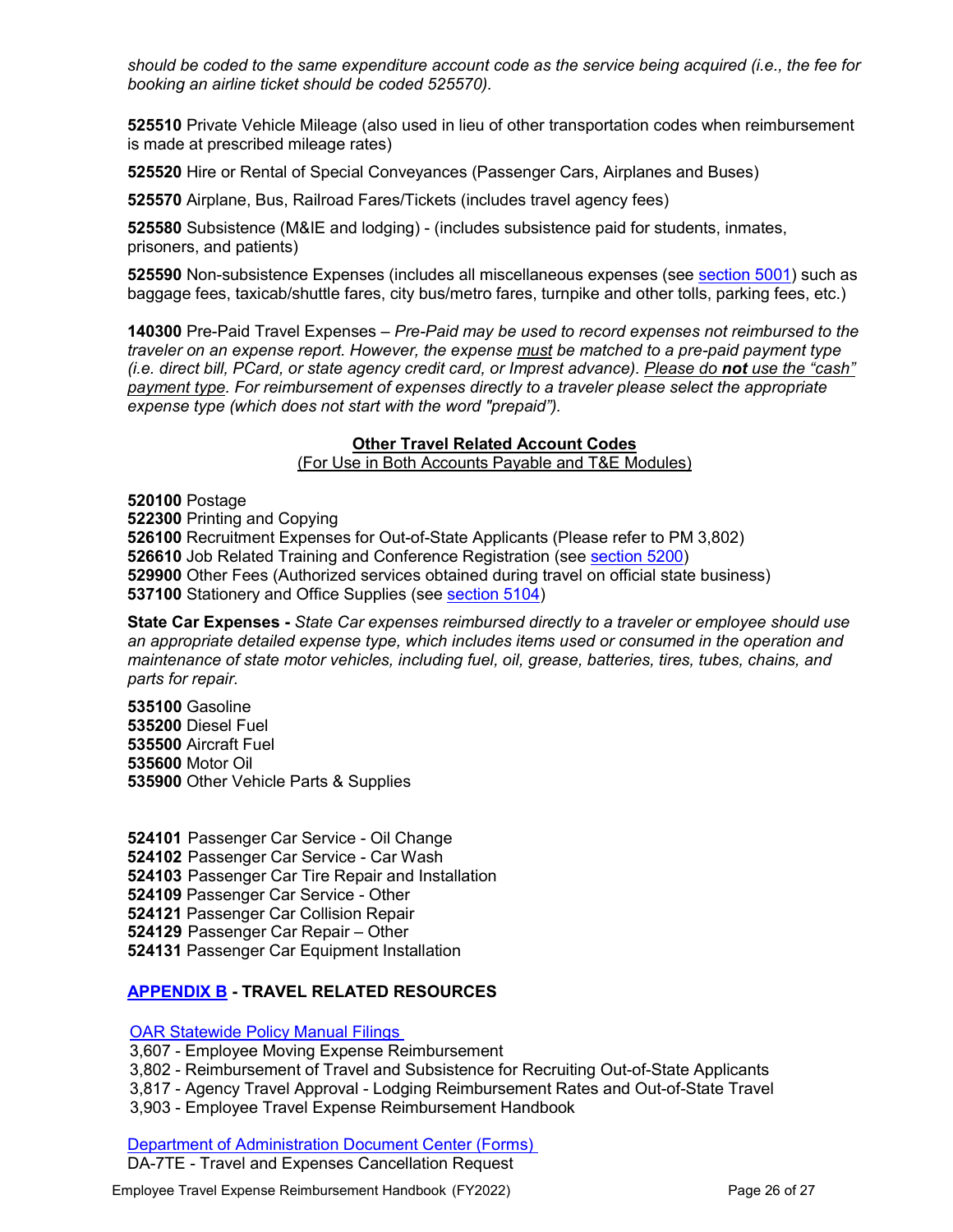*should be coded to the same expenditure account code as the service being acquired (i.e., the fee for booking an airline ticket should be coded 525570).*

**525510** Private Vehicle Mileage (also used in lieu of other transportation codes when reimbursement is made at prescribed mileage rates)

**525520** Hire or Rental of Special Conveyances (Passenger Cars, Airplanes and Buses)

**525570** Airplane, Bus, Railroad Fares/Tickets (includes travel agency fees)

**525580** Subsistence (M&IE and lodging) - (includes subsistence paid for students, inmates, prisoners, and patients)

**525590** Non-subsistence Expenses (includes all miscellaneous expenses (see section 5001) such as baggage fees, taxicab/shuttle fares, city bus/metro fares, turnpike and other tolls, parking fees, etc.)

**140300** Pre-Paid Travel Expenses – *Pre-Paid may be used to record expenses not reimbursed to the traveler on an expense report. However, the expense must be matched to a pre-paid payment type (i.e. direct bill, PCard, or state agency credit card, or Imprest advance). Please do **not** use the "cash" payment type. For reimbursement of expenses directly to a traveler please select the appropriate expense type (which does not start with the word "prepaid").*

**Other Travel Related Account Codes**
(For Use in Both Accounts Payable and T&E Modules)

**520100** Postage
**522300** Printing and Copying
**526100** Recruitment Expenses for Out-of-State Applicants (Please refer to PM 3,802)
**526610** Job Related Training and Conference Registration (see section 5200)
**529900** Other Fees (Authorized services obtained during travel on official state business)
**537100** Stationery and Office Supplies (see section 5104)

**State Car Expenses -** *State Car expenses reimbursed directly to a traveler or employee should use an appropriate detailed expense type, which includes items used or consumed in the operation and maintenance of state motor vehicles, including fuel, oil, grease, batteries, tires, tubes, chains, and parts for repair.*

**535100** Gasoline
**535200** Diesel Fuel
**535500** Aircraft Fuel
**535600** Motor Oil
**535900** Other Vehicle Parts & Supplies

**524101** Passenger Car Service - Oil Change
**524102** Passenger Car Service - Car Wash
**524103** Passenger Car Tire Repair and Installation
**524109** Passenger Car Service - Other
**524121** Passenger Car Collision Repair
**524129** Passenger Car Repair – Other
**524131** Passenger Car Equipment Installation

## APPENDIX B - TRAVEL RELATED RESOURCES

OAR Statewide Policy Manual Filings
3,607 - Employee Moving Expense Reimbursement
3,802 - Reimbursement of Travel and Subsistence for Recruiting Out-of-State Applicants
3,817 - Agency Travel Approval - Lodging Reimbursement Rates and Out-of-State Travel
3,903 - Employee Travel Expense Reimbursement Handbook

Department of Administration Document Center (Forms)
DA-7TE - Travel and Expenses Cancellation Request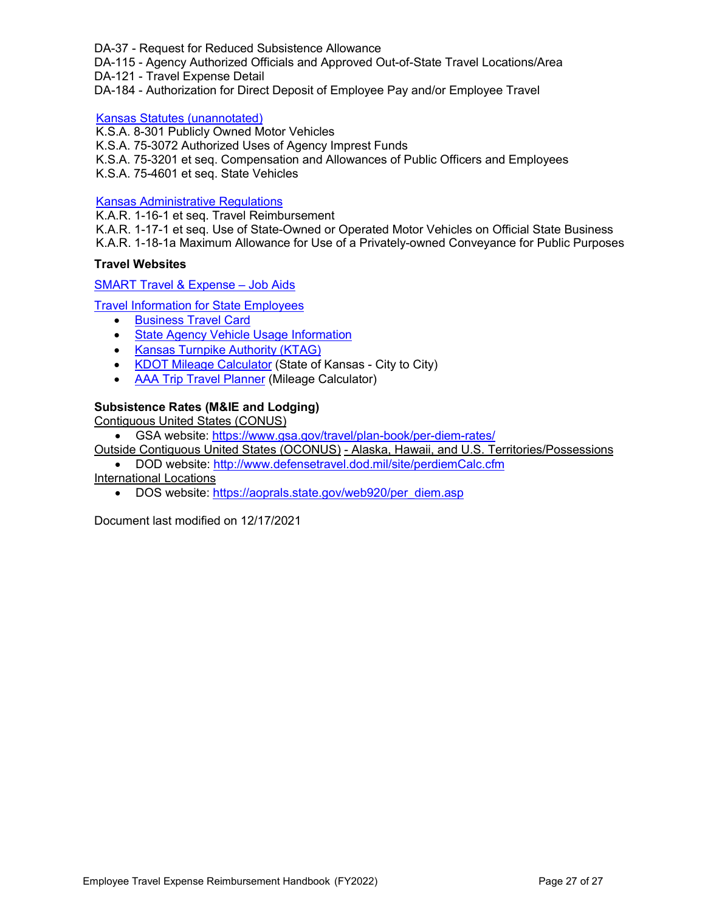DA-37 - Request for Reduced Subsistence Allowance
DA-115 - Agency Authorized Officials and Approved Out-of-State Travel Locations/Area
DA-121 - Travel Expense Detail
DA-184 - Authorization for Direct Deposit of Employee Pay and/or Employee Travel

Kansas Statutes (unannotated)
K.S.A. 8-301 Publicly Owned Motor Vehicles
K.S.A. 75-3072 Authorized Uses of Agency Imprest Funds
K.S.A. 75-3201 et seq. Compensation and Allowances of Public Officers and Employees
K.S.A. 75-4601 et seq. State Vehicles

Kansas Administrative Regulations
K.A.R. 1-16-1 et seq. Travel Reimbursement
K.A.R. 1-17-1 et seq. Use of State-Owned or Operated Motor Vehicles on Official State Business
K.A.R. 1-18-1a Maximum Allowance for Use of a Privately-owned Conveyance for Public Purposes

**Travel Websites**

SMART Travel & Expense – Job Aids

Travel Information for State Employees

- Business Travel Card
- State Agency Vehicle Usage Information
- Kansas Turnpike Authority (KTAG)
- KDOT Mileage Calculator (State of Kansas - City to City)
- AAA Trip Travel Planner (Mileage Calculator)

**Subsistence Rates (M&IE and Lodging)**

Contiguous United States (CONUS)

- GSA website: https://www.gsa.gov/travel/plan-book/per-diem-rates/

Outside Contiguous United States (OCONUS) - Alaska, Hawaii, and U.S. Territories/Possessions

- DOD website: http://www.defensetravel.dod.mil/site/perdiemCalc.cfm

International Locations

- DOS website: https://aoprals.state.gov/web920/per_diem.asp

Document last modified on 12/17/2021